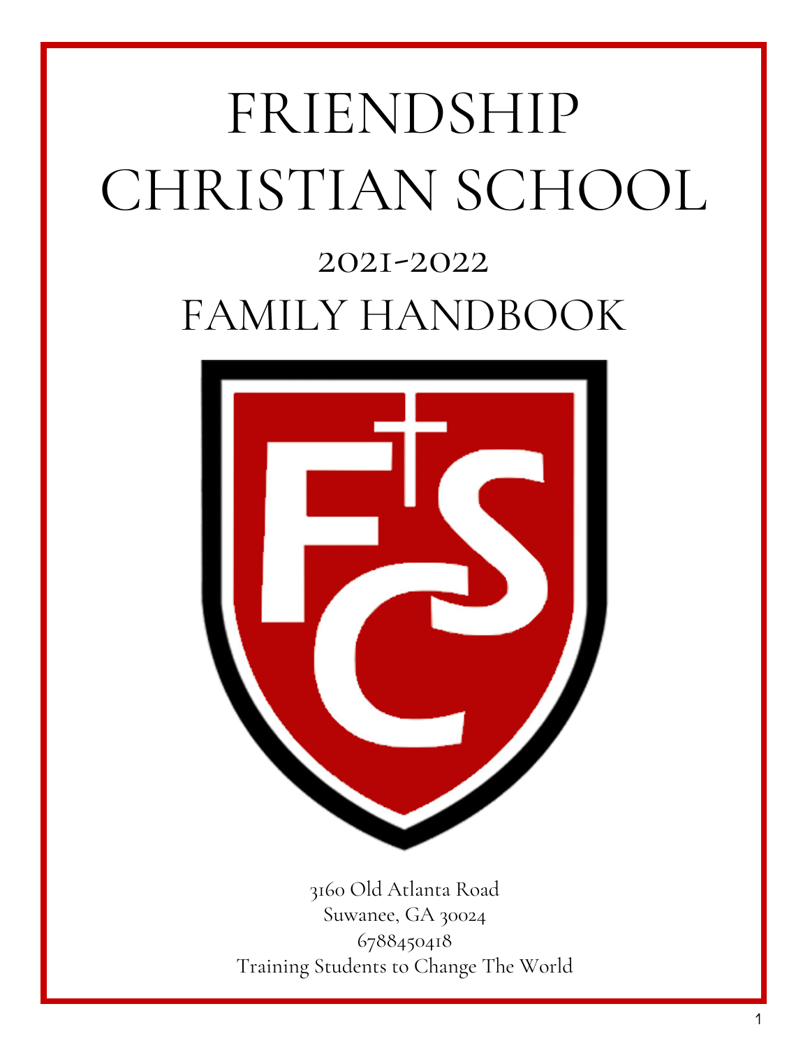# FRIENDSHIP CHRISTIAN SCHOOL

## 2021-2022
## FAMILY HANDBOOK

3160 Old Atlanta Road
Suwanee, GA 30024
6788450418
Training Students to Change The World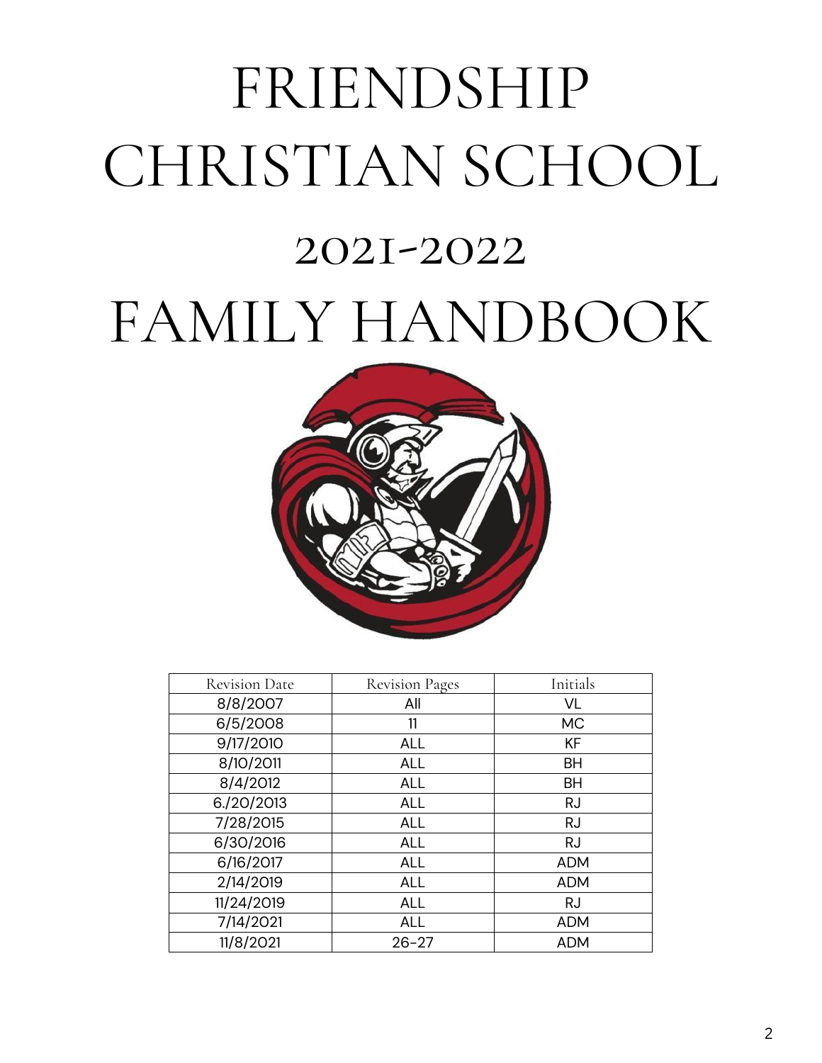# FRIENDSHIP CHRISTIAN SCHOOL

## 2021-2022

# FAMILY HANDBOOK

| Revision Date | Revision Pages | Initials |
|---|---|---|
| 8/8/2007 | All | VL |
| 6/5/2008 | 11 | MC |
| 9/17/2010 | ALL | KF |
| 8/10/2011 | ALL | BH |
| 8/4/2012 | ALL | BH |
| 6./20/2013 | ALL | RJ |
| 7/28/2015 | ALL | RJ |
| 6/30/2016 | ALL | RJ |
| 6/16/2017 | ALL | ADM |
| 2/14/2019 | ALL | ADM |
| 11/24/2019 | ALL | RJ |
| 7/14/2021 | ALL | ADM |
| 11/8/2021 | 26-27 | ADM |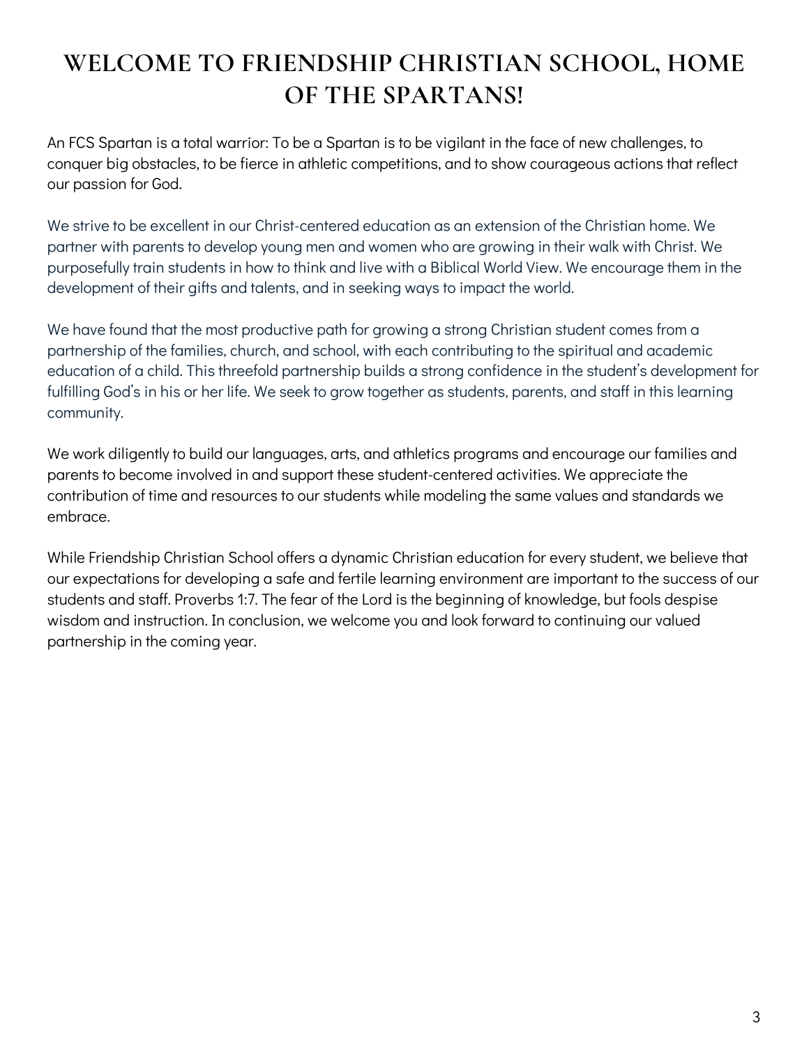# WELCOME TO FRIENDSHIP CHRISTIAN SCHOOL, HOME OF THE SPARTANS!

An FCS Spartan is a total warrior: To be a Spartan is to be vigilant in the face of new challenges, to conquer big obstacles, to be fierce in athletic competitions, and to show courageous actions that reflect our passion for God.

We strive to be excellent in our Christ-centered education as an extension of the Christian home. We partner with parents to develop young men and women who are growing in their walk with Christ. We purposefully train students in how to think and live with a Biblical World View. We encourage them in the development of their gifts and talents, and in seeking ways to impact the world.

We have found that the most productive path for growing a strong Christian student comes from a partnership of the families, church, and school, with each contributing to the spiritual and academic education of a child. This threefold partnership builds a strong confidence in the student's development for fulfilling God's in his or her life. We seek to grow together as students, parents, and staff in this learning community.

We work diligently to build our languages, arts, and athletics programs and encourage our families and parents to become involved in and support these student-centered activities. We appreciate the contribution of time and resources to our students while modeling the same values and standards we embrace.

While Friendship Christian School offers a dynamic Christian education for every student, we believe that our expectations for developing a safe and fertile learning environment are important to the success of our students and staff. Proverbs 1:7. The fear of the Lord is the beginning of knowledge, but fools despise wisdom and instruction. In conclusion, we welcome you and look forward to continuing our valued partnership in the coming year.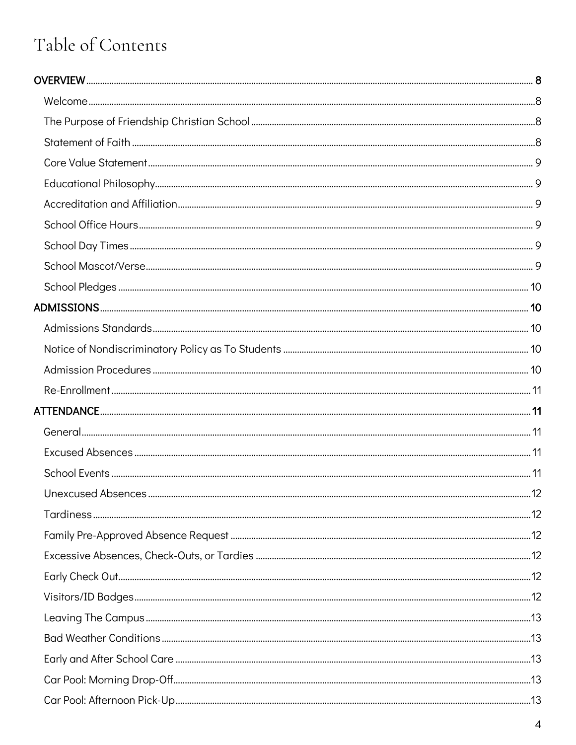# Table of Contents

**OVERVIEW** .......... 8
- Welcome .......... 8
- The Purpose of Friendship Christian School .......... 8
- Statement of Faith .......... 8
- Core Value Statement .......... 9
- Educational Philosophy .......... 9
- Accreditation and Affiliation .......... 9
- School Office Hours .......... 9
- School Day Times .......... 9
- School Mascot/Verse .......... 9
- School Pledges .......... 10

**ADMISSIONS** .......... 10
- Admissions Standards .......... 10
- Notice of Nondiscriminatory Policy as To Students .......... 10
- Admission Procedures .......... 10
- Re-Enrollment .......... 11

**ATTENDANCE** .......... 11
- General .......... 11
- Excused Absences .......... 11
- School Events .......... 11
- Unexcused Absences .......... 12
- Tardiness .......... 12
- Family Pre-Approved Absence Request .......... 12
- Excessive Absences, Check-Outs, or Tardies .......... 12
- Early Check Out .......... 12
- Visitors/ID Badges .......... 12
- Leaving The Campus .......... 13
- Bad Weather Conditions .......... 13
- Early and After School Care .......... 13
- Car Pool: Morning Drop-Off .......... 13
- Car Pool: Afternoon Pick-Up .......... 13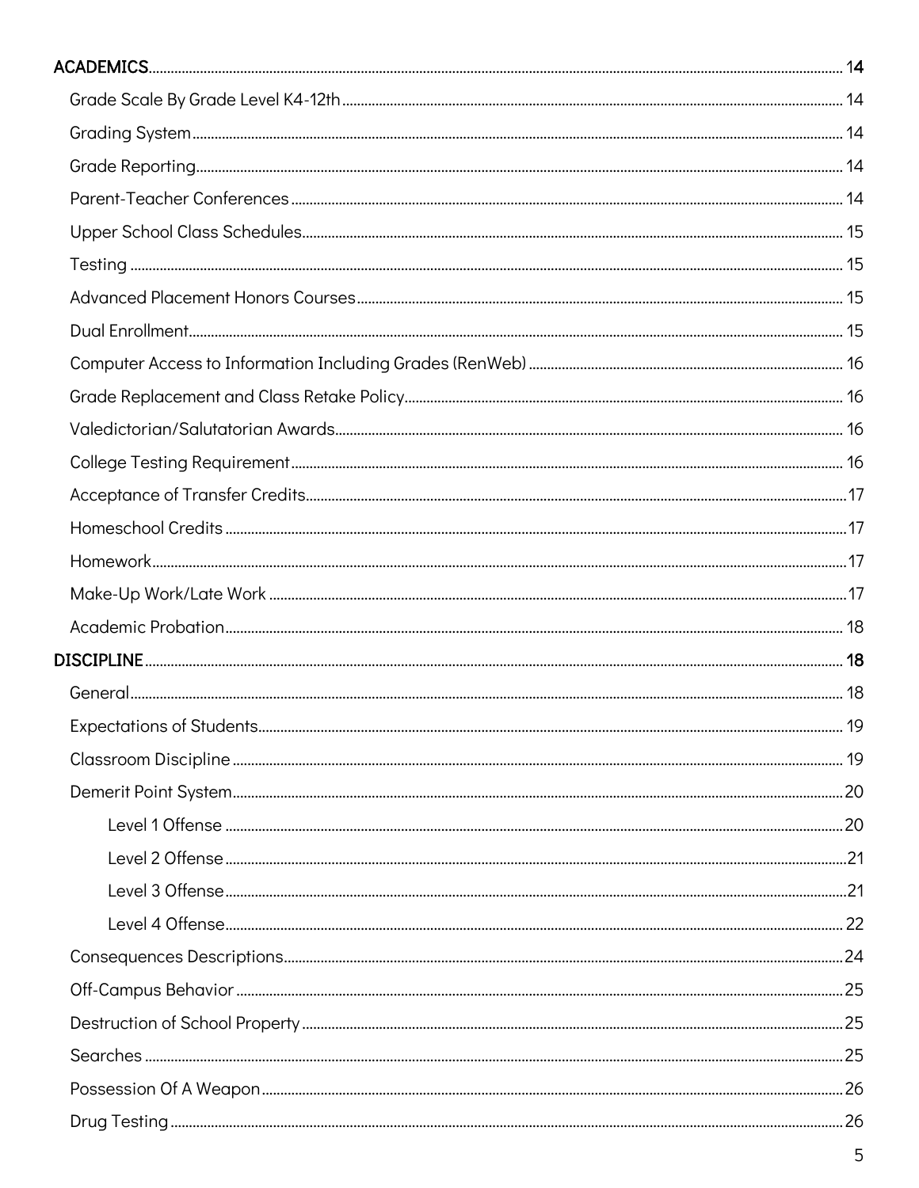ACADEMICS ..... 14

- Grade Scale By Grade Level K4-12th ..... 14
- Grading System ..... 14
- Grade Reporting ..... 14
- Parent-Teacher Conferences ..... 14
- Upper School Class Schedules ..... 15
- Testing ..... 15
- Advanced Placement Honors Courses ..... 15
- Dual Enrollment ..... 15
- Computer Access to Information Including Grades (RenWeb) ..... 16
- Grade Replacement and Class Retake Policy ..... 16
- Valedictorian/Salutatorian Awards ..... 16
- College Testing Requirement ..... 16
- Acceptance of Transfer Credits ..... 17
- Homeschool Credits ..... 17
- Homework ..... 17
- Make-Up Work/Late Work ..... 17
- Academic Probation ..... 18

DISCIPLINE ..... 18

- General ..... 18
- Expectations of Students ..... 19
- Classroom Discipline ..... 19
- Demerit Point System ..... 20
  - Level 1 Offense ..... 20
  - Level 2 Offense ..... 21
  - Level 3 Offense ..... 21
  - Level 4 Offense ..... 22
- Consequences Descriptions ..... 24
- Off-Campus Behavior ..... 25
- Destruction of School Property ..... 25
- Searches ..... 25
- Possession Of A Weapon ..... 26
- Drug Testing ..... 26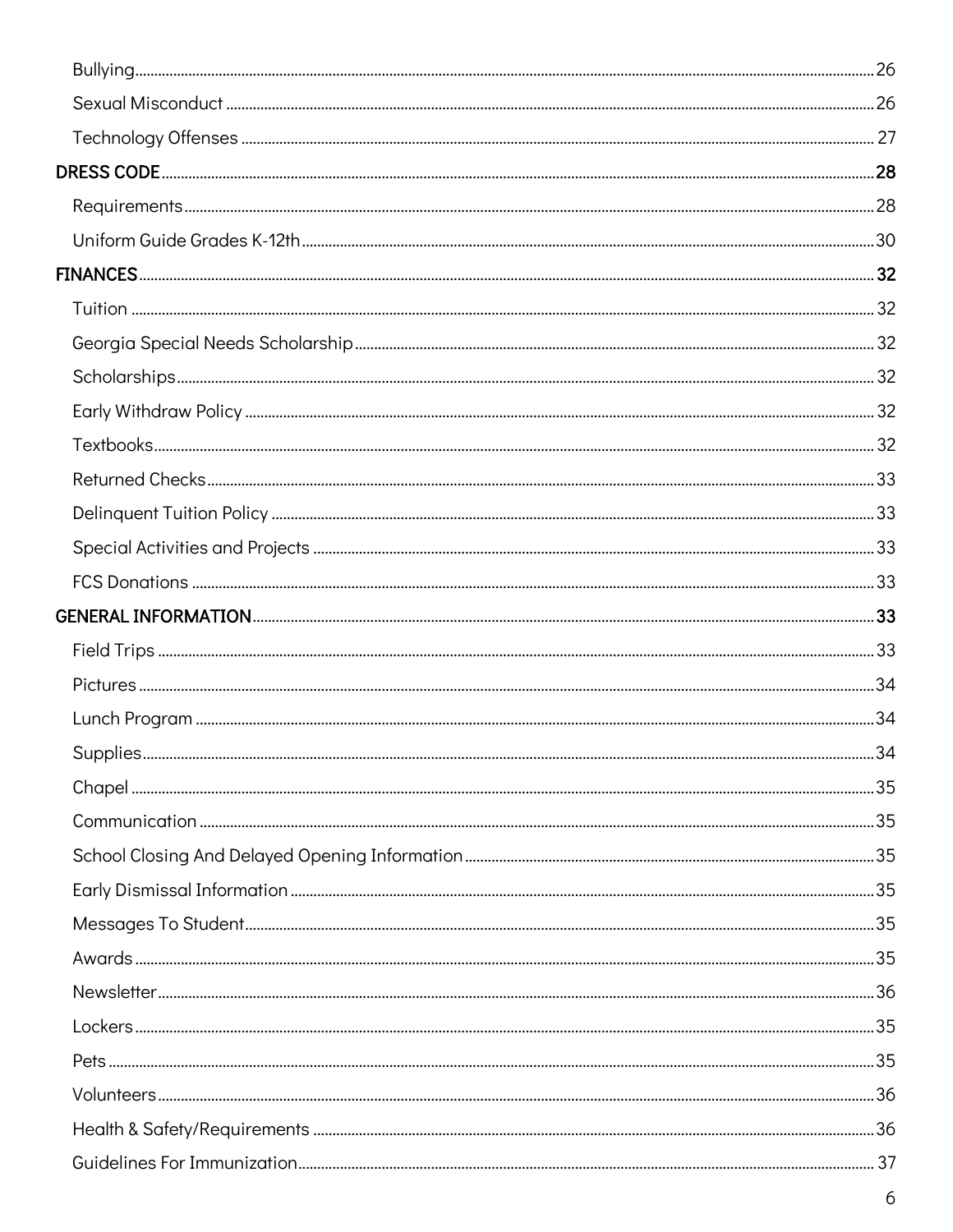- Bullying ... 26
- Sexual Misconduct ... 26
- Technology Offenses ... 27

**DRESS CODE** ... 28

- Requirements ... 28
- Uniform Guide Grades K-12th ... 30

**FINANCES** ... 32

- Tuition ... 32
- Georgia Special Needs Scholarship ... 32
- Scholarships ... 32
- Early Withdraw Policy ... 32
- Textbooks ... 32
- Returned Checks ... 33
- Delinquent Tuition Policy ... 33
- Special Activities and Projects ... 33
- FCS Donations ... 33

**GENERAL INFORMATION** ... 33

- Field Trips ... 33
- Pictures ... 34
- Lunch Program ... 34
- Supplies ... 34
- Chapel ... 35
- Communication ... 35
- School Closing And Delayed Opening Information ... 35
- Early Dismissal Information ... 35
- Messages To Student ... 35
- Awards ... 35
- Newsletter ... 36
- Lockers ... 35
- Pets ... 35
- Volunteers ... 36
- Health & Safety/Requirements ... 36
- Guidelines For Immunization ... 37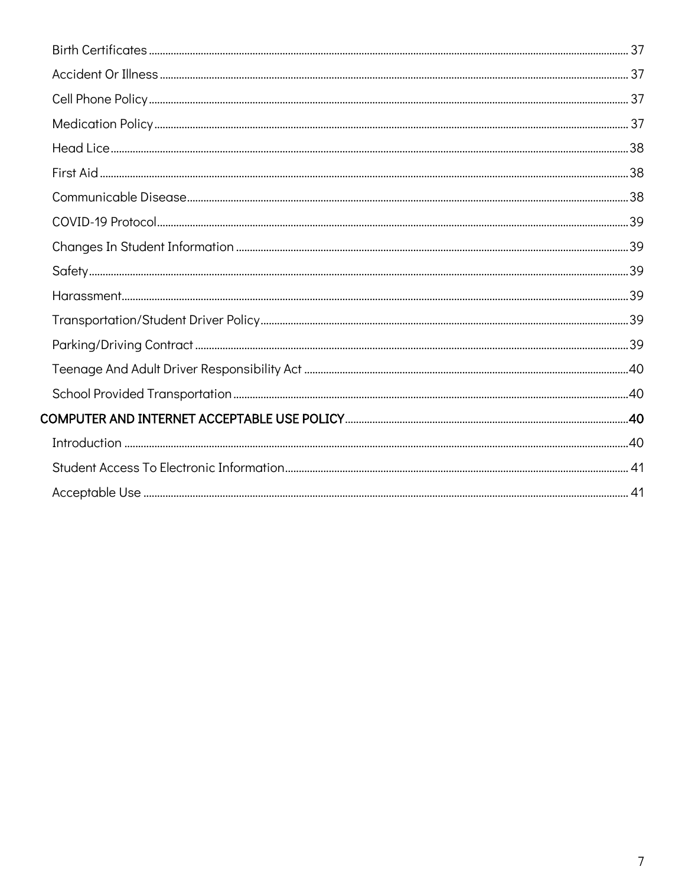- Birth Certificates ... 37
- Accident Or Illness ... 37
- Cell Phone Policy ... 37
- Medication Policy ... 37
- Head Lice ... 38
- First Aid ... 38
- Communicable Disease ... 38
- COVID-19 Protocol ... 39
- Changes In Student Information ... 39
- Safety ... 39
- Harassment ... 39
- Transportation/Student Driver Policy ... 39
- Parking/Driving Contract ... 39
- Teenage And Adult Driver Responsibility Act ... 40
- School Provided Transportation ... 40

COMPUTER AND INTERNET ACCEPTABLE USE POLICY ... 40

- Introduction ... 40
- Student Access To Electronic Information ... 41
- Acceptable Use ... 41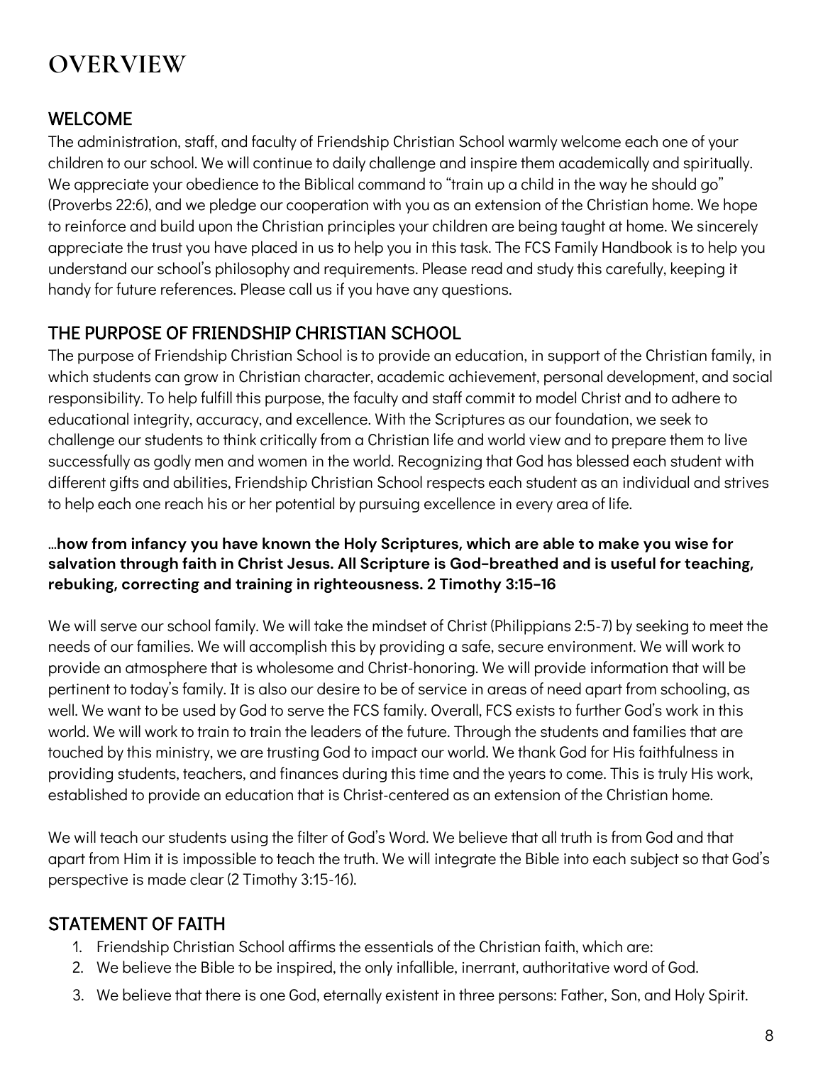# OVERVIEW

## WELCOME

The administration, staff, and faculty of Friendship Christian School warmly welcome each one of your children to our school. We will continue to daily challenge and inspire them academically and spiritually. We appreciate your obedience to the Biblical command to "train up a child in the way he should go" (Proverbs 22:6), and we pledge our cooperation with you as an extension of the Christian home. We hope to reinforce and build upon the Christian principles your children are being taught at home. We sincerely appreciate the trust you have placed in us to help you in this task. The FCS Family Handbook is to help you understand our school's philosophy and requirements. Please read and study this carefully, keeping it handy for future references. Please call us if you have any questions.

## THE PURPOSE OF FRIENDSHIP CHRISTIAN SCHOOL

The purpose of Friendship Christian School is to provide an education, in support of the Christian family, in which students can grow in Christian character, academic achievement, personal development, and social responsibility. To help fulfill this purpose, the faculty and staff commit to model Christ and to adhere to educational integrity, accuracy, and excellence. With the Scriptures as our foundation, we seek to challenge our students to think critically from a Christian life and world view and to prepare them to live successfully as godly men and women in the world. Recognizing that God has blessed each student with different gifts and abilities, Friendship Christian School respects each student as an individual and strives to help each one reach his or her potential by pursuing excellence in every area of life.

…**how from infancy you have known the Holy Scriptures, which are able to make you wise for salvation through faith in Christ Jesus. All Scripture is God-breathed and is useful for teaching, rebuking, correcting and training in righteousness. 2 Timothy 3:15-16**

We will serve our school family. We will take the mindset of Christ (Philippians 2:5-7) by seeking to meet the needs of our families. We will accomplish this by providing a safe, secure environment. We will work to provide an atmosphere that is wholesome and Christ-honoring. We will provide information that will be pertinent to today's family. It is also our desire to be of service in areas of need apart from schooling, as well. We want to be used by God to serve the FCS family. Overall, FCS exists to further God's work in this world. We will work to train to train the leaders of the future. Through the students and families that are touched by this ministry, we are trusting God to impact our world. We thank God for His faithfulness in providing students, teachers, and finances during this time and the years to come. This is truly His work, established to provide an education that is Christ-centered as an extension of the Christian home.

We will teach our students using the filter of God's Word. We believe that all truth is from God and that apart from Him it is impossible to teach the truth. We will integrate the Bible into each subject so that God's perspective is made clear (2 Timothy 3:15-16).

## STATEMENT OF FAITH

1. Friendship Christian School affirms the essentials of the Christian faith, which are:
2. We believe the Bible to be inspired, the only infallible, inerrant, authoritative word of God.
3. We believe that there is one God, eternally existent in three persons: Father, Son, and Holy Spirit.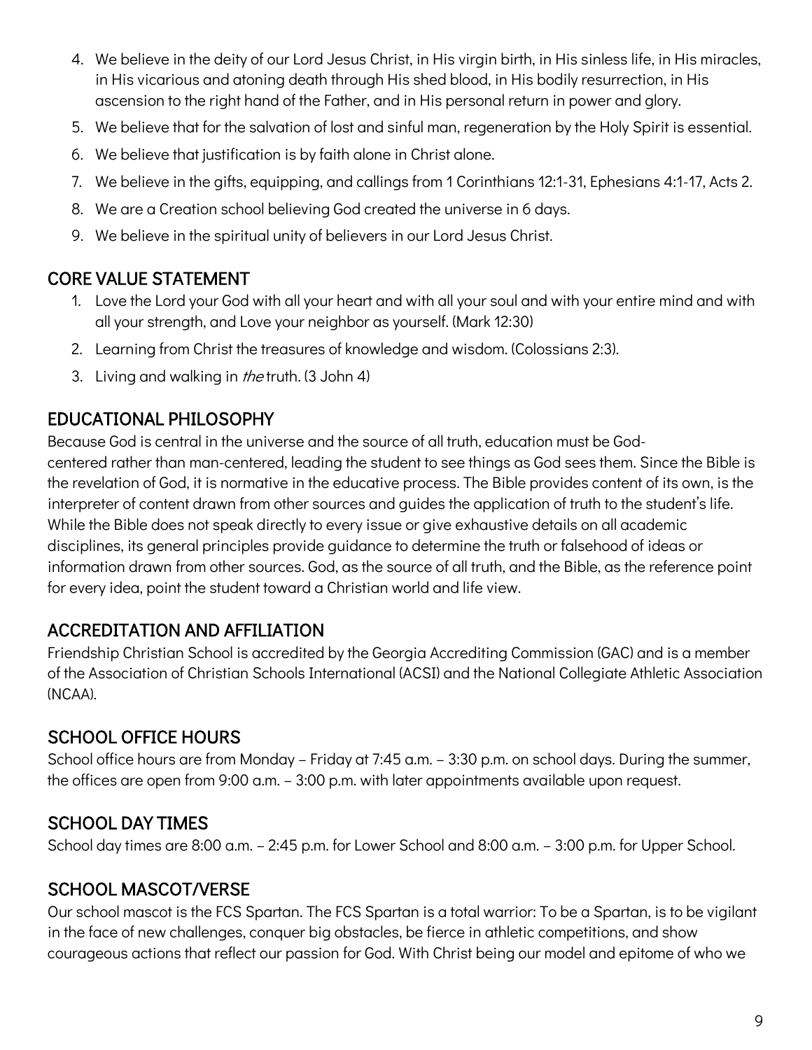4. We believe in the deity of our Lord Jesus Christ, in His virgin birth, in His sinless life, in His miracles, in His vicarious and atoning death through His shed blood, in His bodily resurrection, in His ascension to the right hand of the Father, and in His personal return in power and glory.
5. We believe that for the salvation of lost and sinful man, regeneration by the Holy Spirit is essential.
6. We believe that justification is by faith alone in Christ alone.
7. We believe in the gifts, equipping, and callings from 1 Corinthians 12:1-31, Ephesians 4:1-17, Acts 2.
8. We are a Creation school believing God created the universe in 6 days.
9. We believe in the spiritual unity of believers in our Lord Jesus Christ.

## CORE VALUE STATEMENT

1. Love the Lord your God with all your heart and with all your soul and with your entire mind and with all your strength, and Love your neighbor as yourself. (Mark 12:30)
2. Learning from Christ the treasures of knowledge and wisdom. (Colossians 2:3).
3. Living and walking in *the* truth. (3 John 4)

## EDUCATIONAL PHILOSOPHY

Because God is central in the universe and the source of all truth, education must be God-centered rather than man-centered, leading the student to see things as God sees them. Since the Bible is the revelation of God, it is normative in the educative process. The Bible provides content of its own, is the interpreter of content drawn from other sources and guides the application of truth to the student's life. While the Bible does not speak directly to every issue or give exhaustive details on all academic disciplines, its general principles provide guidance to determine the truth or falsehood of ideas or information drawn from other sources. God, as the source of all truth, and the Bible, as the reference point for every idea, point the student toward a Christian world and life view.

## ACCREDITATION AND AFFILIATION

Friendship Christian School is accredited by the Georgia Accrediting Commission (GAC) and is a member of the Association of Christian Schools International (ACSI) and the National Collegiate Athletic Association (NCAA).

## SCHOOL OFFICE HOURS

School office hours are from Monday – Friday at 7:45 a.m. – 3:30 p.m. on school days. During the summer, the offices are open from 9:00 a.m. – 3:00 p.m. with later appointments available upon request.

## SCHOOL DAY TIMES

School day times are 8:00 a.m. – 2:45 p.m. for Lower School and 8:00 a.m. – 3:00 p.m. for Upper School.

## SCHOOL MASCOT/VERSE

Our school mascot is the FCS Spartan. The FCS Spartan is a total warrior: To be a Spartan, is to be vigilant in the face of new challenges, conquer big obstacles, be fierce in athletic competitions, and show courageous actions that reflect our passion for God. With Christ being our model and epitome of who we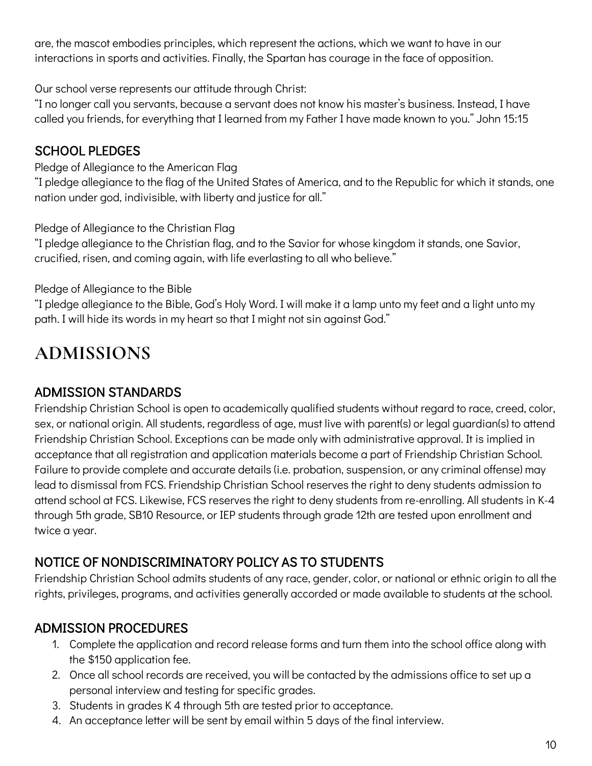are, the mascot embodies principles, which represent the actions, which we want to have in our interactions in sports and activities. Finally, the Spartan has courage in the face of opposition.

Our school verse represents our attitude through Christ:
"I no longer call you servants, because a servant does not know his master's business. Instead, I have called you friends, for everything that I learned from my Father I have made known to you." John 15:15

### SCHOOL PLEDGES

Pledge of Allegiance to the American Flag
"I pledge allegiance to the flag of the United States of America, and to the Republic for which it stands, one nation under god, indivisible, with liberty and justice for all."

Pledge of Allegiance to the Christian Flag
"I pledge allegiance to the Christian flag, and to the Savior for whose kingdom it stands, one Savior, crucified, risen, and coming again, with life everlasting to all who believe."

Pledge of Allegiance to the Bible
"I pledge allegiance to the Bible, God's Holy Word. I will make it a lamp unto my feet and a light unto my path. I will hide its words in my heart so that I might not sin against God."

## ADMISSIONS

### ADMISSION STANDARDS

Friendship Christian School is open to academically qualified students without regard to race, creed, color, sex, or national origin. All students, regardless of age, must live with parent(s) or legal guardian(s) to attend Friendship Christian School. Exceptions can be made only with administrative approval. It is implied in acceptance that all registration and application materials become a part of Friendship Christian School. Failure to provide complete and accurate details (i.e. probation, suspension, or any criminal offense) may lead to dismissal from FCS. Friendship Christian School reserves the right to deny students admission to attend school at FCS. Likewise, FCS reserves the right to deny students from re-enrolling. All students in K-4 through 5th grade, SB10 Resource, or IEP students through grade 12th are tested upon enrollment and twice a year.

### NOTICE OF NONDISCRIMINATORY POLICY AS TO STUDENTS

Friendship Christian School admits students of any race, gender, color, or national or ethnic origin to all the rights, privileges, programs, and activities generally accorded or made available to students at the school.

### ADMISSION PROCEDURES

1. Complete the application and record release forms and turn them into the school office along with the $150 application fee.
2. Once all school records are received, you will be contacted by the admissions office to set up a personal interview and testing for specific grades.
3. Students in grades K 4 through 5th are tested prior to acceptance.
4. An acceptance letter will be sent by email within 5 days of the final interview.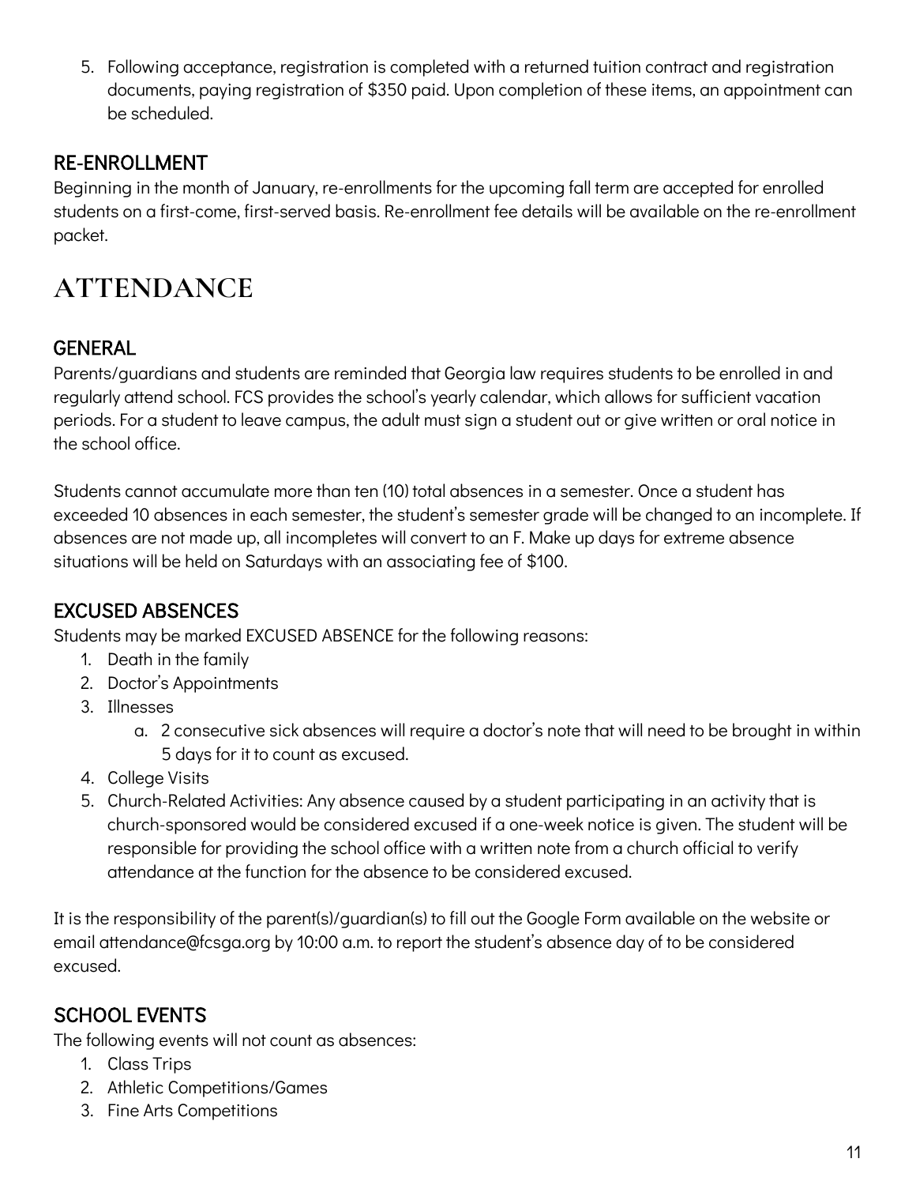5. Following acceptance, registration is completed with a returned tuition contract and registration documents, paying registration of $350 paid. Upon completion of these items, an appointment can be scheduled.

### RE-ENROLLMENT

Beginning in the month of January, re-enrollments for the upcoming fall term are accepted for enrolled students on a first-come, first-served basis. Re-enrollment fee details will be available on the re-enrollment packet.

## ATTENDANCE

### GENERAL

Parents/guardians and students are reminded that Georgia law requires students to be enrolled in and regularly attend school. FCS provides the school's yearly calendar, which allows for sufficient vacation periods. For a student to leave campus, the adult must sign a student out or give written or oral notice in the school office.

Students cannot accumulate more than ten (10) total absences in a semester. Once a student has exceeded 10 absences in each semester, the student's semester grade will be changed to an incomplete. If absences are not made up, all incompletes will convert to an F. Make up days for extreme absence situations will be held on Saturdays with an associating fee of $100.

### EXCUSED ABSENCES

Students may be marked EXCUSED ABSENCE for the following reasons:

1. Death in the family
2. Doctor's Appointments
3. Illnesses
   a. 2 consecutive sick absences will require a doctor's note that will need to be brought in within 5 days for it to count as excused.
4. College Visits
5. Church-Related Activities: Any absence caused by a student participating in an activity that is church-sponsored would be considered excused if a one-week notice is given. The student will be responsible for providing the school office with a written note from a church official to verify attendance at the function for the absence to be considered excused.

It is the responsibility of the parent(s)/guardian(s) to fill out the Google Form available on the website or email attendance@fcsga.org by 10:00 a.m. to report the student's absence day of to be considered excused.

### SCHOOL EVENTS

The following events will not count as absences:

1. Class Trips
2. Athletic Competitions/Games
3. Fine Arts Competitions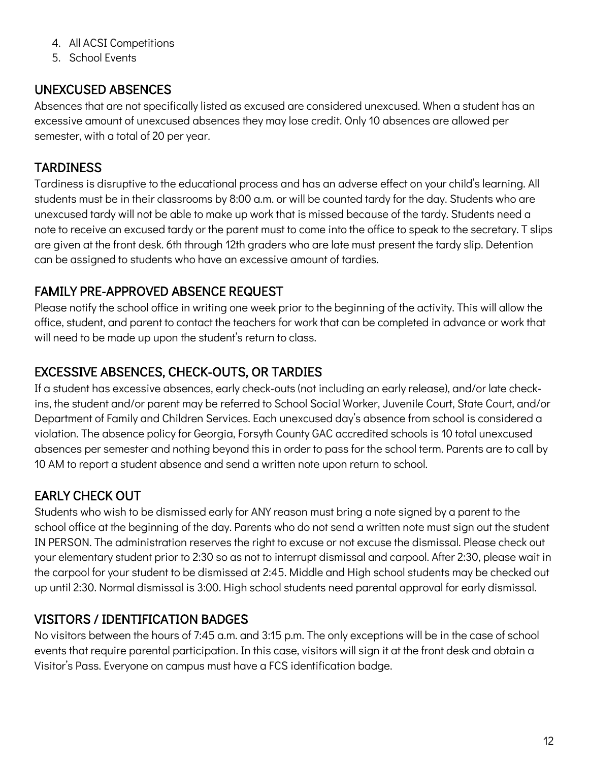4. All ACSI Competitions
5. School Events

## UNEXCUSED ABSENCES

Absences that are not specifically listed as excused are considered unexcused. When a student has an excessive amount of unexcused absences they may lose credit. Only 10 absences are allowed per semester, with a total of 20 per year.

## TARDINESS

Tardiness is disruptive to the educational process and has an adverse effect on your child's learning. All students must be in their classrooms by 8:00 a.m. or will be counted tardy for the day. Students who are unexcused tardy will not be able to make up work that is missed because of the tardy. Students need a note to receive an excused tardy or the parent must to come into the office to speak to the secretary. T slips are given at the front desk. 6th through 12th graders who are late must present the tardy slip. Detention can be assigned to students who have an excessive amount of tardies.

## FAMILY PRE-APPROVED ABSENCE REQUEST

Please notify the school office in writing one week prior to the beginning of the activity. This will allow the office, student, and parent to contact the teachers for work that can be completed in advance or work that will need to be made up upon the student's return to class.

## EXCESSIVE ABSENCES, CHECK-OUTS, OR TARDIES

If a student has excessive absences, early check-outs (not including an early release), and/or late check-ins, the student and/or parent may be referred to School Social Worker, Juvenile Court, State Court, and/or Department of Family and Children Services. Each unexcused day's absence from school is considered a violation. The absence policy for Georgia, Forsyth County GAC accredited schools is 10 total unexcused absences per semester and nothing beyond this in order to pass for the school term. Parents are to call by 10 AM to report a student absence and send a written note upon return to school.

## EARLY CHECK OUT

Students who wish to be dismissed early for ANY reason must bring a note signed by a parent to the school office at the beginning of the day. Parents who do not send a written note must sign out the student IN PERSON. The administration reserves the right to excuse or not excuse the dismissal. Please check out your elementary student prior to 2:30 so as not to interrupt dismissal and carpool. After 2:30, please wait in the carpool for your student to be dismissed at 2:45. Middle and High school students may be checked out up until 2:30. Normal dismissal is 3:00. High school students need parental approval for early dismissal.

## VISITORS / IDENTIFICATION BADGES

No visitors between the hours of 7:45 a.m. and 3:15 p.m. The only exceptions will be in the case of school events that require parental participation. In this case, visitors will sign it at the front desk and obtain a Visitor's Pass. Everyone on campus must have a FCS identification badge.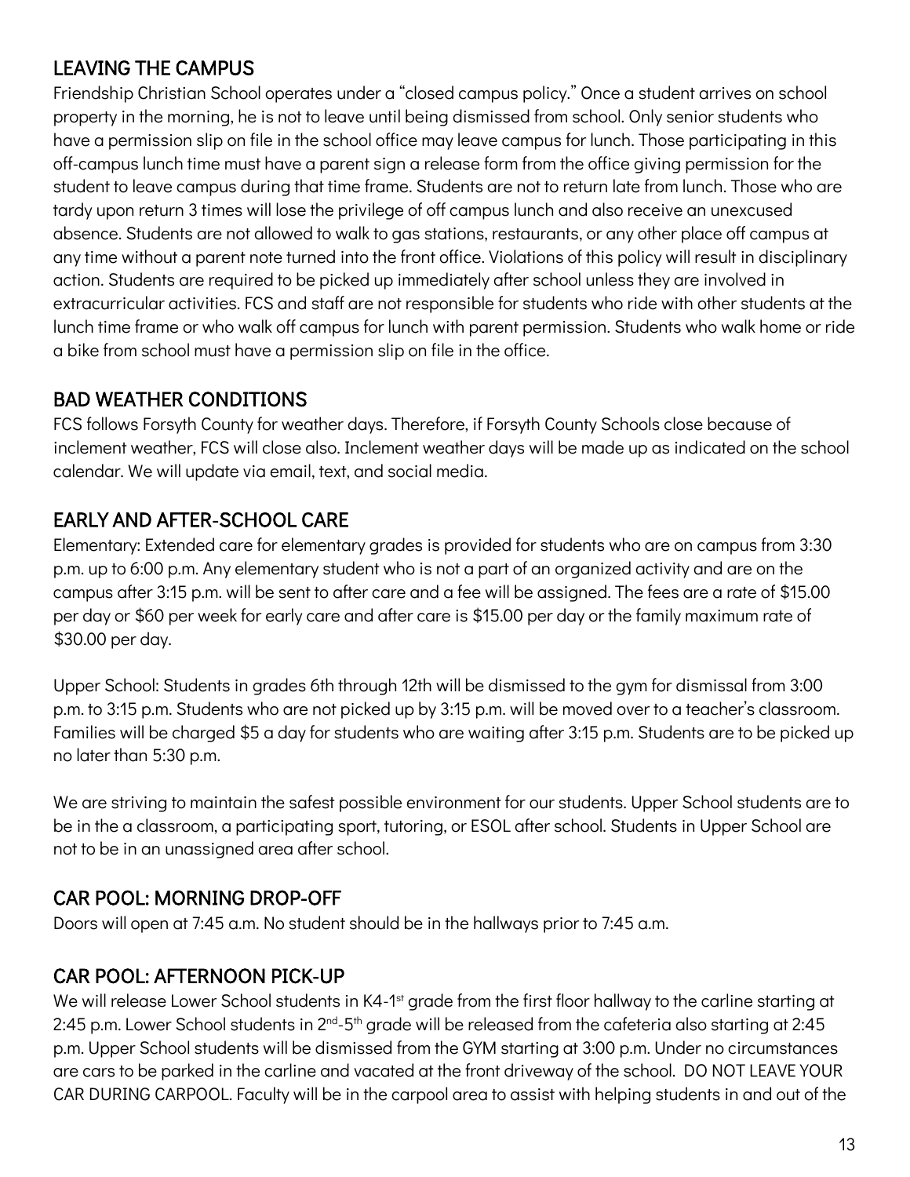## LEAVING THE CAMPUS

Friendship Christian School operates under a "closed campus policy." Once a student arrives on school property in the morning, he is not to leave until being dismissed from school. Only senior students who have a permission slip on file in the school office may leave campus for lunch. Those participating in this off-campus lunch time must have a parent sign a release form from the office giving permission for the student to leave campus during that time frame. Students are not to return late from lunch. Those who are tardy upon return 3 times will lose the privilege of off campus lunch and also receive an unexcused absence. Students are not allowed to walk to gas stations, restaurants, or any other place off campus at any time without a parent note turned into the front office. Violations of this policy will result in disciplinary action. Students are required to be picked up immediately after school unless they are involved in extracurricular activities. FCS and staff are not responsible for students who ride with other students at the lunch time frame or who walk off campus for lunch with parent permission. Students who walk home or ride a bike from school must have a permission slip on file in the office.

## BAD WEATHER CONDITIONS

FCS follows Forsyth County for weather days. Therefore, if Forsyth County Schools close because of inclement weather, FCS will close also. Inclement weather days will be made up as indicated on the school calendar. We will update via email, text, and social media.

## EARLY AND AFTER-SCHOOL CARE

Elementary: Extended care for elementary grades is provided for students who are on campus from 3:30 p.m. up to 6:00 p.m. Any elementary student who is not a part of an organized activity and are on the campus after 3:15 p.m. will be sent to after care and a fee will be assigned. The fees are a rate of $15.00 per day or $60 per week for early care and after care is $15.00 per day or the family maximum rate of $30.00 per day.

Upper School: Students in grades 6th through 12th will be dismissed to the gym for dismissal from 3:00 p.m. to 3:15 p.m. Students who are not picked up by 3:15 p.m. will be moved over to a teacher's classroom. Families will be charged $5 a day for students who are waiting after 3:15 p.m. Students are to be picked up no later than 5:30 p.m.

We are striving to maintain the safest possible environment for our students. Upper School students are to be in the a classroom, a participating sport, tutoring, or ESOL after school. Students in Upper School are not to be in an unassigned area after school.

## CAR POOL: MORNING DROP-OFF

Doors will open at 7:45 a.m. No student should be in the hallways prior to 7:45 a.m.

## CAR POOL: AFTERNOON PICK-UP

We will release Lower School students in K4-1st grade from the first floor hallway to the carline starting at 2:45 p.m. Lower School students in 2nd-5th grade will be released from the cafeteria also starting at 2:45 p.m. Upper School students will be dismissed from the GYM starting at 3:00 p.m. Under no circumstances are cars to be parked in the carline and vacated at the front driveway of the school. DO NOT LEAVE YOUR CAR DURING CARPOOL. Faculty will be in the carpool area to assist with helping students in and out of the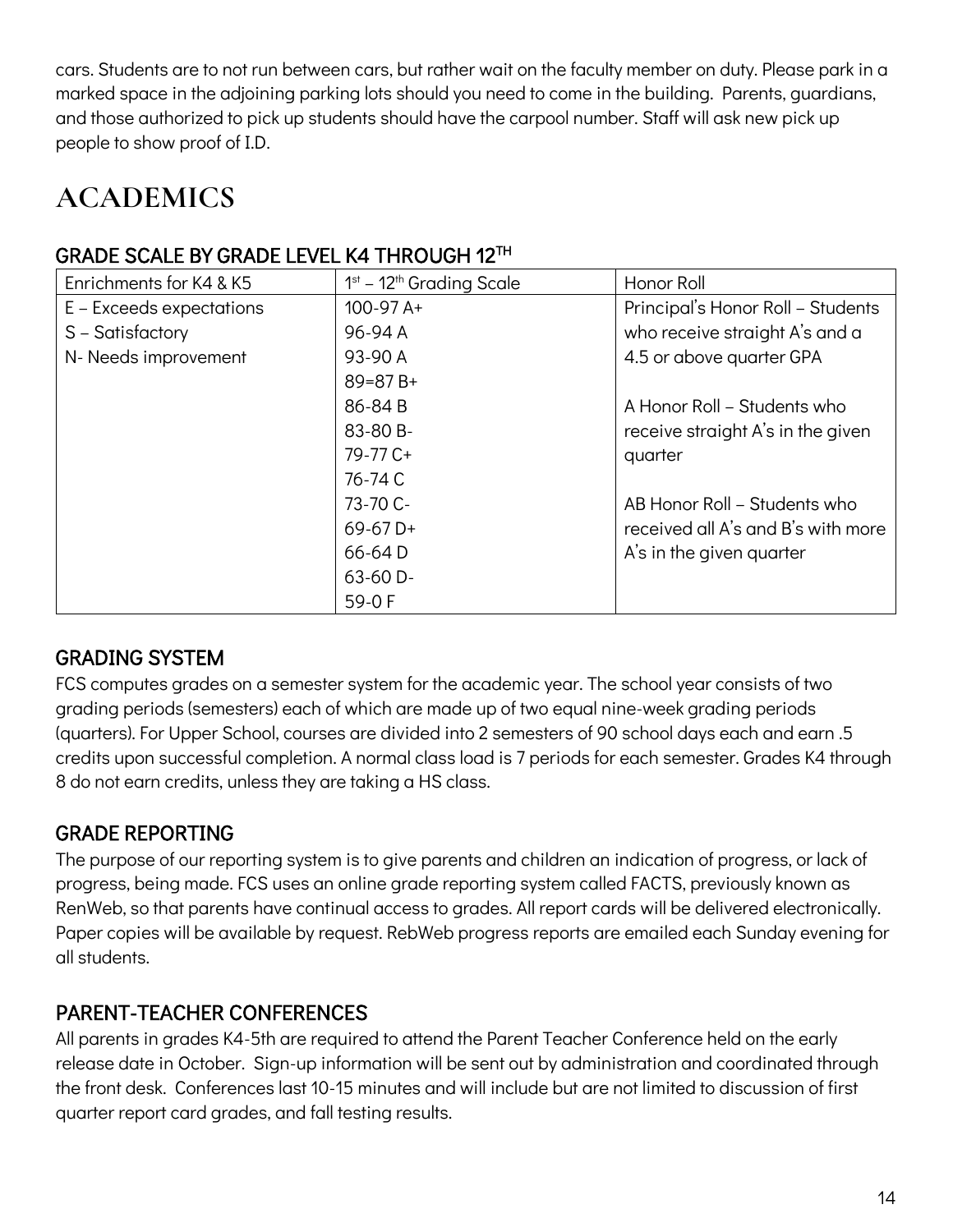cars. Students are to not run between cars, but rather wait on the faculty member on duty. Please park in a marked space in the adjoining parking lots should you need to come in the building. Parents, guardians, and those authorized to pick up students should have the carpool number. Staff will ask new pick up people to show proof of I.D.

# ACADEMICS

## GRADE SCALE BY GRADE LEVEL K4 THROUGH 12TH

| Enrichments for K4 & K5 | 1st – 12th Grading Scale | Honor Roll |
|---|---|---|
| E – Exceeds expectations<br>S – Satisfactory<br>N- Needs improvement | 100-97 A+<br>96-94 A<br>93-90 A<br>89=87 B+<br>86-84 B<br>83-80 B-<br>79-77 C+<br>76-74 C<br>73-70 C-<br>69-67 D+<br>66-64 D<br>63-60 D-<br>59-0 F | Principal's Honor Roll – Students who receive straight A's and a 4.5 or above quarter GPA<br><br>A Honor Roll – Students who receive straight A's in the given quarter<br><br>AB Honor Roll – Students who received all A's and B's with more A's in the given quarter |

## GRADING SYSTEM

FCS computes grades on a semester system for the academic year. The school year consists of two grading periods (semesters) each of which are made up of two equal nine-week grading periods (quarters). For Upper School, courses are divided into 2 semesters of 90 school days each and earn .5 credits upon successful completion. A normal class load is 7 periods for each semester. Grades K4 through 8 do not earn credits, unless they are taking a HS class.

## GRADE REPORTING

The purpose of our reporting system is to give parents and children an indication of progress, or lack of progress, being made. FCS uses an online grade reporting system called FACTS, previously known as RenWeb, so that parents have continual access to grades. All report cards will be delivered electronically. Paper copies will be available by request. RebWeb progress reports are emailed each Sunday evening for all students.

## PARENT-TEACHER CONFERENCES

All parents in grades K4-5th are required to attend the Parent Teacher Conference held on the early release date in October. Sign-up information will be sent out by administration and coordinated through the front desk. Conferences last 10-15 minutes and will include but are not limited to discussion of first quarter report card grades, and fall testing results.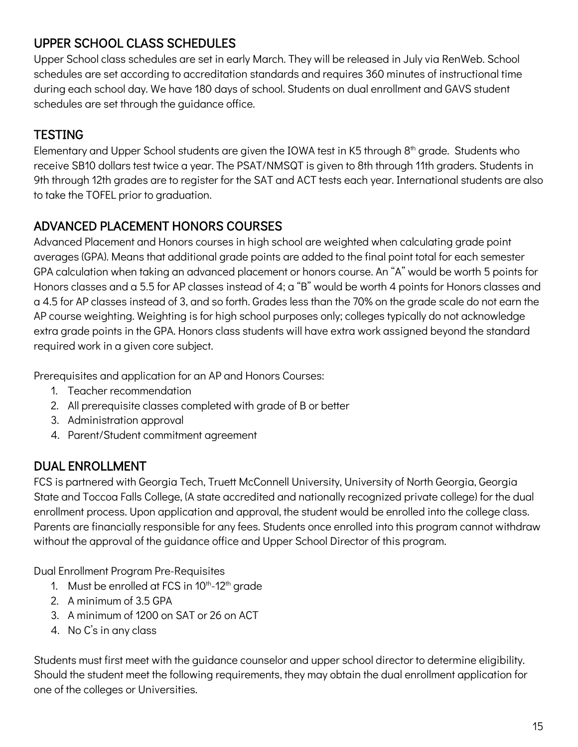## UPPER SCHOOL CLASS SCHEDULES

Upper School class schedules are set in early March. They will be released in July via RenWeb. School schedules are set according to accreditation standards and requires 360 minutes of instructional time during each school day. We have 180 days of school. Students on dual enrollment and GAVS student schedules are set through the guidance office.

## TESTING

Elementary and Upper School students are given the IOWA test in K5 through 8th grade. Students who receive SB10 dollars test twice a year. The PSAT/NMSQT is given to 8th through 11th graders. Students in 9th through 12th grades are to register for the SAT and ACT tests each year. International students are also to take the TOFEL prior to graduation.

## ADVANCED PLACEMENT HONORS COURSES

Advanced Placement and Honors courses in high school are weighted when calculating grade point averages (GPA). Means that additional grade points are added to the final point total for each semester GPA calculation when taking an advanced placement or honors course. An "A" would be worth 5 points for Honors classes and a 5.5 for AP classes instead of 4; a "B" would be worth 4 points for Honors classes and a 4.5 for AP classes instead of 3, and so forth. Grades less than the 70% on the grade scale do not earn the AP course weighting. Weighting is for high school purposes only; colleges typically do not acknowledge extra grade points in the GPA. Honors class students will have extra work assigned beyond the standard required work in a given core subject.

Prerequisites and application for an AP and Honors Courses:

1. Teacher recommendation
2. All prerequisite classes completed with grade of B or better
3. Administration approval
4. Parent/Student commitment agreement

## DUAL ENROLLMENT

FCS is partnered with Georgia Tech, Truett McConnell University, University of North Georgia, Georgia State and Toccoa Falls College, (A state accredited and nationally recognized private college) for the dual enrollment process. Upon application and approval, the student would be enrolled into the college class. Parents are financially responsible for any fees. Students once enrolled into this program cannot withdraw without the approval of the guidance office and Upper School Director of this program.

Dual Enrollment Program Pre-Requisites

1. Must be enrolled at FCS in 10th-12th grade
2. A minimum of 3.5 GPA
3. A minimum of 1200 on SAT or 26 on ACT
4. No C's in any class

Students must first meet with the guidance counselor and upper school director to determine eligibility. Should the student meet the following requirements, they may obtain the dual enrollment application for one of the colleges or Universities.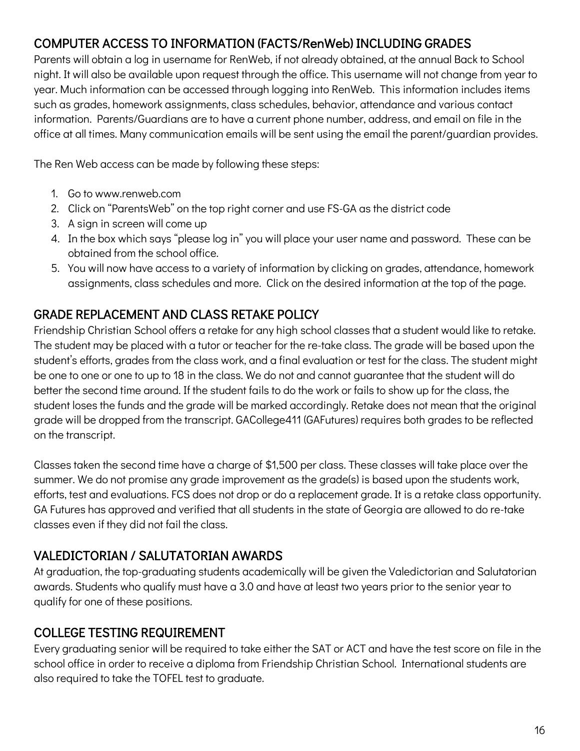## COMPUTER ACCESS TO INFORMATION (FACTS/RenWeb) INCLUDING GRADES

Parents will obtain a log in username for RenWeb, if not already obtained, at the annual Back to School night. It will also be available upon request through the office. This username will not change from year to year. Much information can be accessed through logging into RenWeb. This information includes items such as grades, homework assignments, class schedules, behavior, attendance and various contact information. Parents/Guardians are to have a current phone number, address, and email on file in the office at all times. Many communication emails will be sent using the email the parent/guardian provides.

The Ren Web access can be made by following these steps:

1. Go to www.renweb.com
2. Click on "ParentsWeb" on the top right corner and use FS-GA as the district code
3. A sign in screen will come up
4. In the box which says "please log in" you will place your user name and password. These can be obtained from the school office.
5. You will now have access to a variety of information by clicking on grades, attendance, homework assignments, class schedules and more. Click on the desired information at the top of the page.

## GRADE REPLACEMENT AND CLASS RETAKE POLICY

Friendship Christian School offers a retake for any high school classes that a student would like to retake. The student may be placed with a tutor or teacher for the re-take class. The grade will be based upon the student's efforts, grades from the class work, and a final evaluation or test for the class. The student might be one to one or one to up to 18 in the class. We do not and cannot guarantee that the student will do better the second time around. If the student fails to do the work or fails to show up for the class, the student loses the funds and the grade will be marked accordingly. Retake does not mean that the original grade will be dropped from the transcript. GACollege411 (GAFutures) requires both grades to be reflected on the transcript.

Classes taken the second time have a charge of $1,500 per class. These classes will take place over the summer. We do not promise any grade improvement as the grade(s) is based upon the students work, efforts, test and evaluations. FCS does not drop or do a replacement grade. It is a retake class opportunity. GA Futures has approved and verified that all students in the state of Georgia are allowed to do re-take classes even if they did not fail the class.

## VALEDICTORIAN / SALUTATORIAN AWARDS

At graduation, the top-graduating students academically will be given the Valedictorian and Salutatorian awards. Students who qualify must have a 3.0 and have at least two years prior to the senior year to qualify for one of these positions.

## COLLEGE TESTING REQUIREMENT

Every graduating senior will be required to take either the SAT or ACT and have the test score on file in the school office in order to receive a diploma from Friendship Christian School. International students are also required to take the TOFEL test to graduate.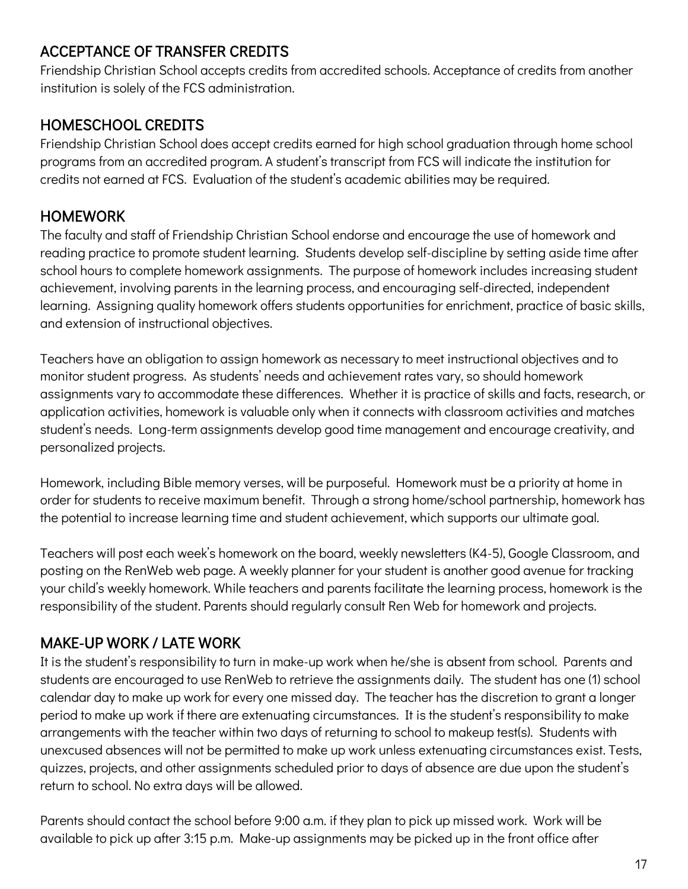## ACCEPTANCE OF TRANSFER CREDITS

Friendship Christian School accepts credits from accredited schools. Acceptance of credits from another institution is solely of the FCS administration.

## HOMESCHOOL CREDITS

Friendship Christian School does accept credits earned for high school graduation through home school programs from an accredited program. A student's transcript from FCS will indicate the institution for credits not earned at FCS. Evaluation of the student's academic abilities may be required.

## HOMEWORK

The faculty and staff of Friendship Christian School endorse and encourage the use of homework and reading practice to promote student learning. Students develop self-discipline by setting aside time after school hours to complete homework assignments. The purpose of homework includes increasing student achievement, involving parents in the learning process, and encouraging self-directed, independent learning. Assigning quality homework offers students opportunities for enrichment, practice of basic skills, and extension of instructional objectives.

Teachers have an obligation to assign homework as necessary to meet instructional objectives and to monitor student progress. As students' needs and achievement rates vary, so should homework assignments vary to accommodate these differences. Whether it is practice of skills and facts, research, or application activities, homework is valuable only when it connects with classroom activities and matches student's needs. Long-term assignments develop good time management and encourage creativity, and personalized projects.

Homework, including Bible memory verses, will be purposeful. Homework must be a priority at home in order for students to receive maximum benefit. Through a strong home/school partnership, homework has the potential to increase learning time and student achievement, which supports our ultimate goal.

Teachers will post each week's homework on the board, weekly newsletters (K4-5), Google Classroom, and posting on the RenWeb web page. A weekly planner for your student is another good avenue for tracking your child's weekly homework. While teachers and parents facilitate the learning process, homework is the responsibility of the student. Parents should regularly consult Ren Web for homework and projects.

## MAKE-UP WORK / LATE WORK

It is the student's responsibility to turn in make-up work when he/she is absent from school. Parents and students are encouraged to use RenWeb to retrieve the assignments daily. The student has one (1) school calendar day to make up work for every one missed day. The teacher has the discretion to grant a longer period to make up work if there are extenuating circumstances. It is the student's responsibility to make arrangements with the teacher within two days of returning to school to makeup test(s). Students with unexcused absences will not be permitted to make up work unless extenuating circumstances exist. Tests, quizzes, projects, and other assignments scheduled prior to days of absence are due upon the student's return to school. No extra days will be allowed.

Parents should contact the school before 9:00 a.m. if they plan to pick up missed work. Work will be available to pick up after 3:15 p.m. Make-up assignments may be picked up in the front office after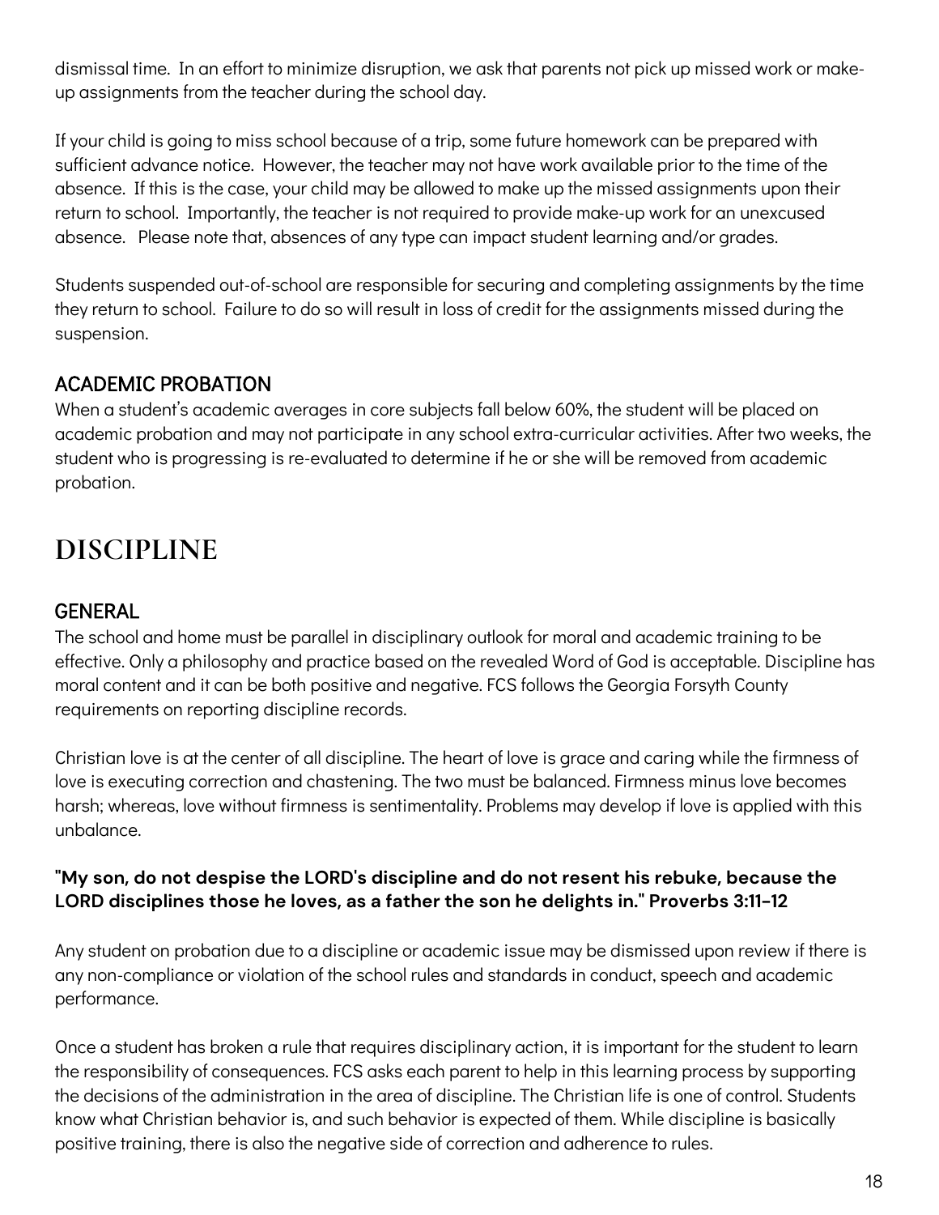dismissal time. In an effort to minimize disruption, we ask that parents not pick up missed work or make-up assignments from the teacher during the school day.

If your child is going to miss school because of a trip, some future homework can be prepared with sufficient advance notice. However, the teacher may not have work available prior to the time of the absence. If this is the case, your child may be allowed to make up the missed assignments upon their return to school. Importantly, the teacher is not required to provide make-up work for an unexcused absence. Please note that, absences of any type can impact student learning and/or grades.

Students suspended out-of-school are responsible for securing and completing assignments by the time they return to school. Failure to do so will result in loss of credit for the assignments missed during the suspension.

### ACADEMIC PROBATION

When a student's academic averages in core subjects fall below 60%, the student will be placed on academic probation and may not participate in any school extra-curricular activities. After two weeks, the student who is progressing is re-evaluated to determine if he or she will be removed from academic probation.

## DISCIPLINE

### GENERAL

The school and home must be parallel in disciplinary outlook for moral and academic training to be effective. Only a philosophy and practice based on the revealed Word of God is acceptable. Discipline has moral content and it can be both positive and negative. FCS follows the Georgia Forsyth County requirements on reporting discipline records.

Christian love is at the center of all discipline. The heart of love is grace and caring while the firmness of love is executing correction and chastening. The two must be balanced. Firmness minus love becomes harsh; whereas, love without firmness is sentimentality. Problems may develop if love is applied with this unbalance.

**"My son, do not despise the LORD's discipline and do not resent his rebuke, because the LORD disciplines those he loves, as a father the son he delights in." Proverbs 3:11-12**

Any student on probation due to a discipline or academic issue may be dismissed upon review if there is any non-compliance or violation of the school rules and standards in conduct, speech and academic performance.

Once a student has broken a rule that requires disciplinary action, it is important for the student to learn the responsibility of consequences. FCS asks each parent to help in this learning process by supporting the decisions of the administration in the area of discipline. The Christian life is one of control. Students know what Christian behavior is, and such behavior is expected of them. While discipline is basically positive training, there is also the negative side of correction and adherence to rules.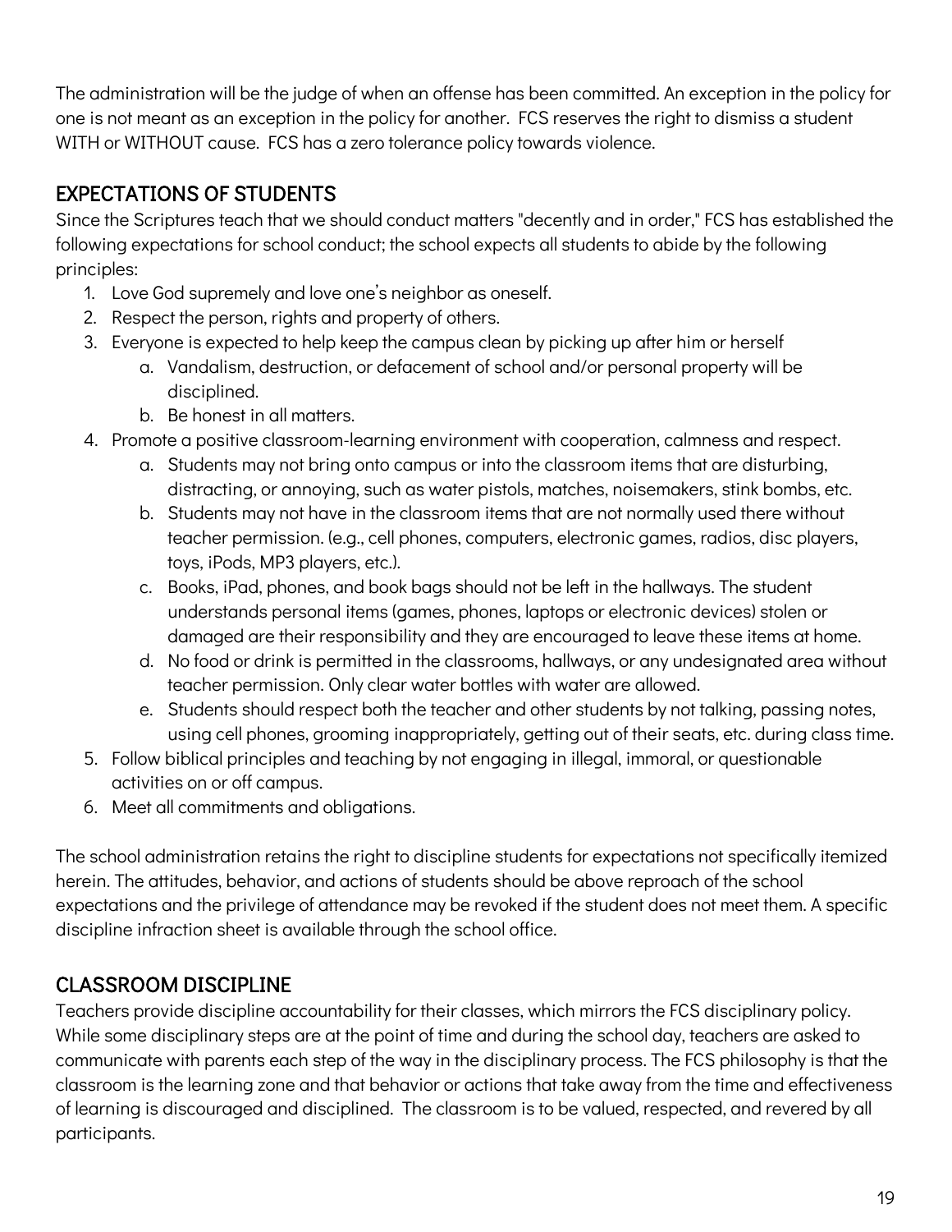The administration will be the judge of when an offense has been committed. An exception in the policy for one is not meant as an exception in the policy for another. FCS reserves the right to dismiss a student WITH or WITHOUT cause. FCS has a zero tolerance policy towards violence.

## EXPECTATIONS OF STUDENTS

Since the Scriptures teach that we should conduct matters "decently and in order," FCS has established the following expectations for school conduct; the school expects all students to abide by the following principles:

1. Love God supremely and love one's neighbor as oneself.
2. Respect the person, rights and property of others.
3. Everyone is expected to help keep the campus clean by picking up after him or herself
   a. Vandalism, destruction, or defacement of school and/or personal property will be disciplined.
   b. Be honest in all matters.
4. Promote a positive classroom-learning environment with cooperation, calmness and respect.
   a. Students may not bring onto campus or into the classroom items that are disturbing, distracting, or annoying, such as water pistols, matches, noisemakers, stink bombs, etc.
   b. Students may not have in the classroom items that are not normally used there without teacher permission. (e.g., cell phones, computers, electronic games, radios, disc players, toys, iPods, MP3 players, etc.).
   c. Books, iPad, phones, and book bags should not be left in the hallways. The student understands personal items (games, phones, laptops or electronic devices) stolen or damaged are their responsibility and they are encouraged to leave these items at home.
   d. No food or drink is permitted in the classrooms, hallways, or any undesignated area without teacher permission. Only clear water bottles with water are allowed.
   e. Students should respect both the teacher and other students by not talking, passing notes, using cell phones, grooming inappropriately, getting out of their seats, etc. during class time.
5. Follow biblical principles and teaching by not engaging in illegal, immoral, or questionable activities on or off campus.
6. Meet all commitments and obligations.

The school administration retains the right to discipline students for expectations not specifically itemized herein. The attitudes, behavior, and actions of students should be above reproach of the school expectations and the privilege of attendance may be revoked if the student does not meet them. A specific discipline infraction sheet is available through the school office.

## CLASSROOM DISCIPLINE

Teachers provide discipline accountability for their classes, which mirrors the FCS disciplinary policy. While some disciplinary steps are at the point of time and during the school day, teachers are asked to communicate with parents each step of the way in the disciplinary process. The FCS philosophy is that the classroom is the learning zone and that behavior or actions that take away from the time and effectiveness of learning is discouraged and disciplined. The classroom is to be valued, respected, and revered by all participants.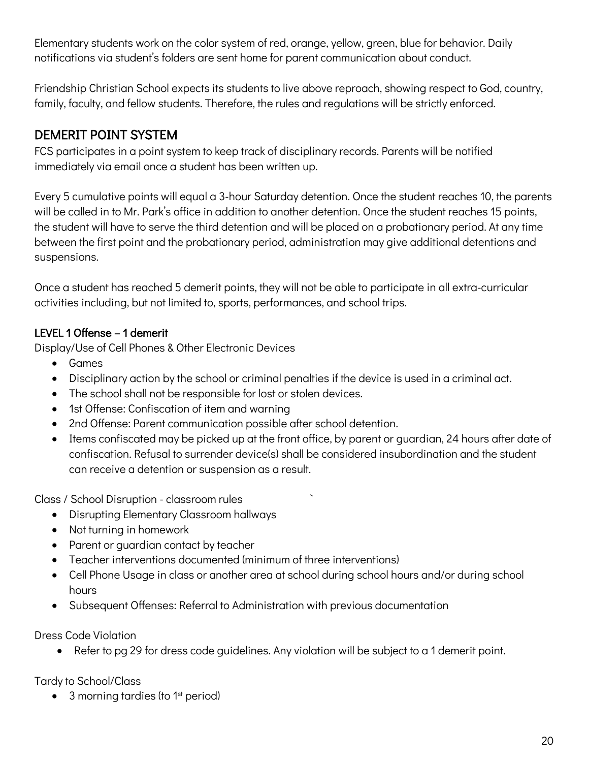Elementary students work on the color system of red, orange, yellow, green, blue for behavior. Daily notifications via student's folders are sent home for parent communication about conduct.

Friendship Christian School expects its students to live above reproach, showing respect to God, country, family, faculty, and fellow students. Therefore, the rules and regulations will be strictly enforced.

## DEMERIT POINT SYSTEM

FCS participates in a point system to keep track of disciplinary records. Parents will be notified immediately via email once a student has been written up.

Every 5 cumulative points will equal a 3-hour Saturday detention. Once the student reaches 10, the parents will be called in to Mr. Park's office in addition to another detention. Once the student reaches 15 points, the student will have to serve the third detention and will be placed on a probationary period. At any time between the first point and the probationary period, administration may give additional detentions and suspensions.

Once a student has reached 5 demerit points, they will not be able to participate in all extra-curricular activities including, but not limited to, sports, performances, and school trips.

### LEVEL 1 Offense – 1 demerit

Display/Use of Cell Phones & Other Electronic Devices

- Games
- Disciplinary action by the school or criminal penalties if the device is used in a criminal act.
- The school shall not be responsible for lost or stolen devices.
- 1st Offense: Confiscation of item and warning
- 2nd Offense: Parent communication possible after school detention.
- Items confiscated may be picked up at the front office, by parent or guardian, 24 hours after date of confiscation. Refusal to surrender device(s) shall be considered insubordination and the student can receive a detention or suspension as a result.

Class / School Disruption - classroom rules

- Disrupting Elementary Classroom hallways
- Not turning in homework
- Parent or guardian contact by teacher
- Teacher interventions documented (minimum of three interventions)
- Cell Phone Usage in class or another area at school during school hours and/or during school hours
- Subsequent Offenses: Referral to Administration with previous documentation

Dress Code Violation

- Refer to pg 29 for dress code guidelines. Any violation will be subject to a 1 demerit point.

Tardy to School/Class

- 3 morning tardies (to 1st period)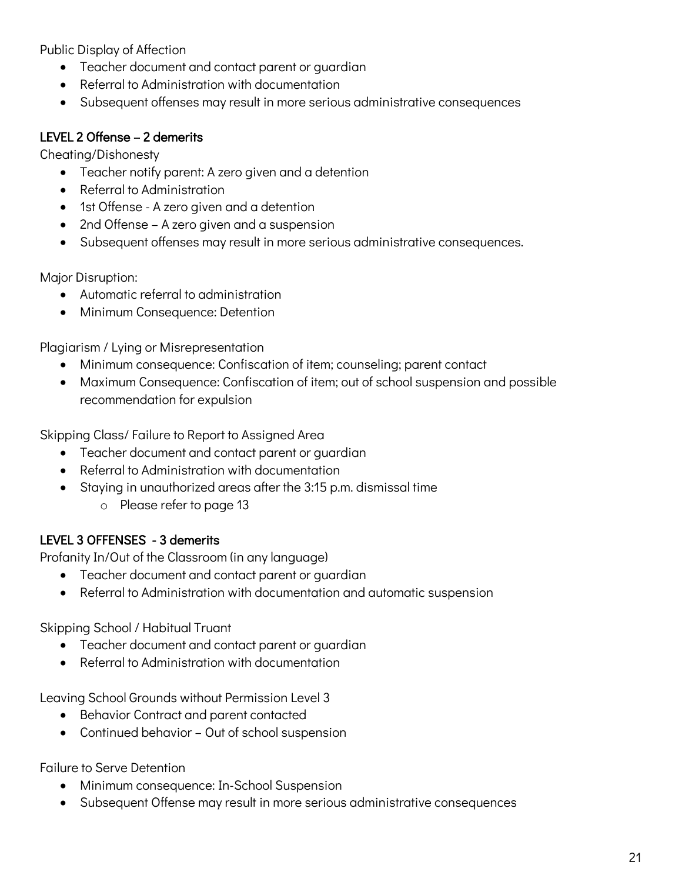Public Display of Affection

- Teacher document and contact parent or guardian
- Referral to Administration with documentation
- Subsequent offenses may result in more serious administrative consequences

### LEVEL 2 Offense – 2 demerits

Cheating/Dishonesty

- Teacher notify parent: A zero given and a detention
- Referral to Administration
- 1st Offense - A zero given and a detention
- 2nd Offense – A zero given and a suspension
- Subsequent offenses may result in more serious administrative consequences.

Major Disruption:

- Automatic referral to administration
- Minimum Consequence: Detention

Plagiarism / Lying or Misrepresentation

- Minimum consequence: Confiscation of item; counseling; parent contact
- Maximum Consequence: Confiscation of item; out of school suspension and possible recommendation for expulsion

Skipping Class/ Failure to Report to Assigned Area

- Teacher document and contact parent or guardian
- Referral to Administration with documentation
- Staying in unauthorized areas after the 3:15 p.m. dismissal time
    - Please refer to page 13

### LEVEL 3 OFFENSES - 3 demerits

Profanity In/Out of the Classroom (in any language)

- Teacher document and contact parent or guardian
- Referral to Administration with documentation and automatic suspension

Skipping School / Habitual Truant

- Teacher document and contact parent or guardian
- Referral to Administration with documentation

Leaving School Grounds without Permission Level 3

- Behavior Contract and parent contacted
- Continued behavior – Out of school suspension

Failure to Serve Detention

- Minimum consequence: In-School Suspension
- Subsequent Offense may result in more serious administrative consequences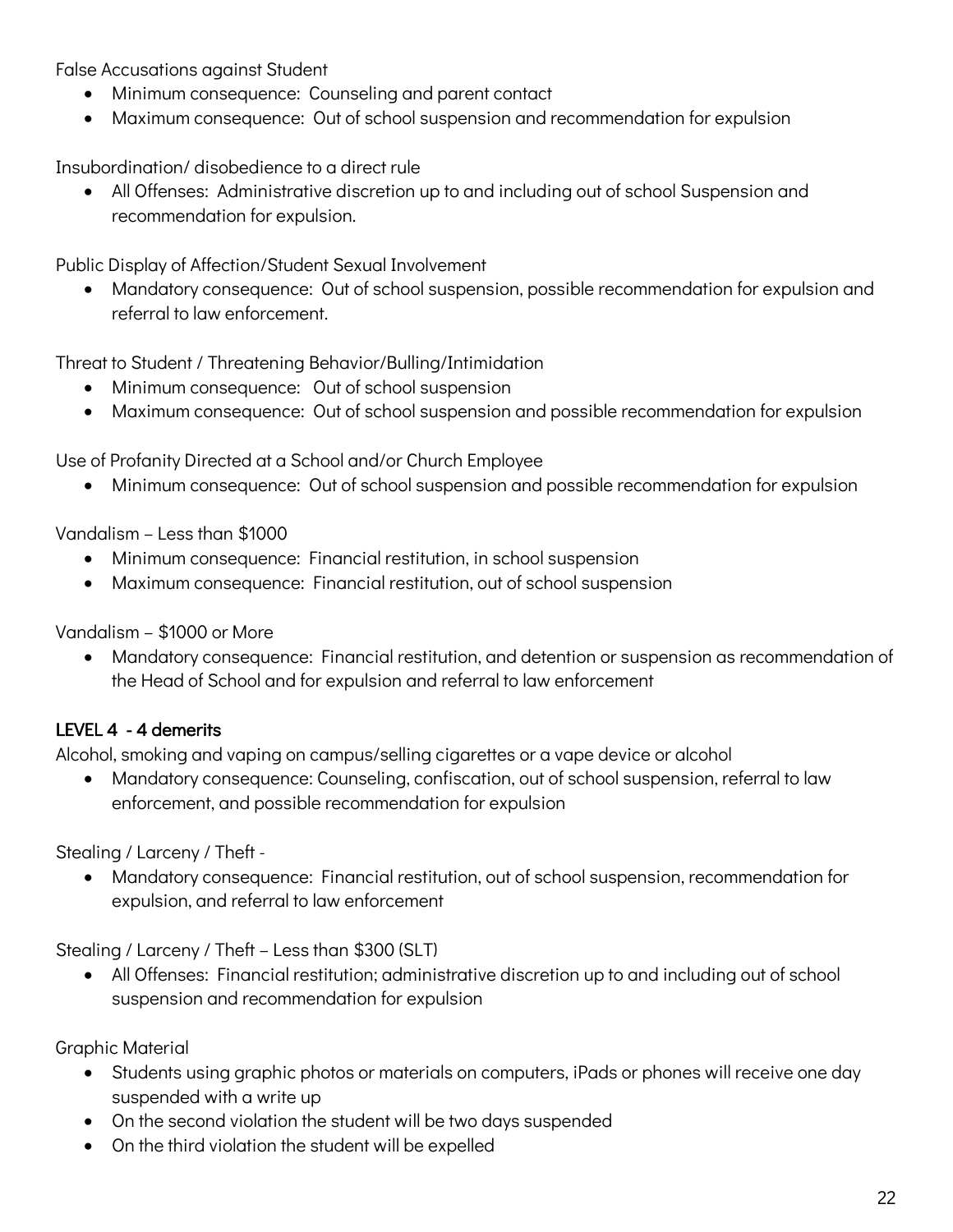False Accusations against Student

- Minimum consequence: Counseling and parent contact
- Maximum consequence: Out of school suspension and recommendation for expulsion

Insubordination/ disobedience to a direct rule

- All Offenses: Administrative discretion up to and including out of school Suspension and recommendation for expulsion.

Public Display of Affection/Student Sexual Involvement

- Mandatory consequence: Out of school suspension, possible recommendation for expulsion and referral to law enforcement.

Threat to Student / Threatening Behavior/Bulling/Intimidation

- Minimum consequence: Out of school suspension
- Maximum consequence: Out of school suspension and possible recommendation for expulsion

Use of Profanity Directed at a School and/or Church Employee

- Minimum consequence: Out of school suspension and possible recommendation for expulsion

Vandalism – Less than $1000

- Minimum consequence: Financial restitution, in school suspension
- Maximum consequence: Financial restitution, out of school suspension

Vandalism – $1000 or More

- Mandatory consequence: Financial restitution, and detention or suspension as recommendation of the Head of School and for expulsion and referral to law enforcement

**LEVEL 4 - 4 demerits**

Alcohol, smoking and vaping on campus/selling cigarettes or a vape device or alcohol

- Mandatory consequence: Counseling, confiscation, out of school suspension, referral to law enforcement, and possible recommendation for expulsion

Stealing / Larceny / Theft -

- Mandatory consequence: Financial restitution, out of school suspension, recommendation for expulsion, and referral to law enforcement

Stealing / Larceny / Theft – Less than $300 (SLT)

- All Offenses: Financial restitution; administrative discretion up to and including out of school suspension and recommendation for expulsion

Graphic Material

- Students using graphic photos or materials on computers, iPads or phones will receive one day suspended with a write up
- On the second violation the student will be two days suspended
- On the third violation the student will be expelled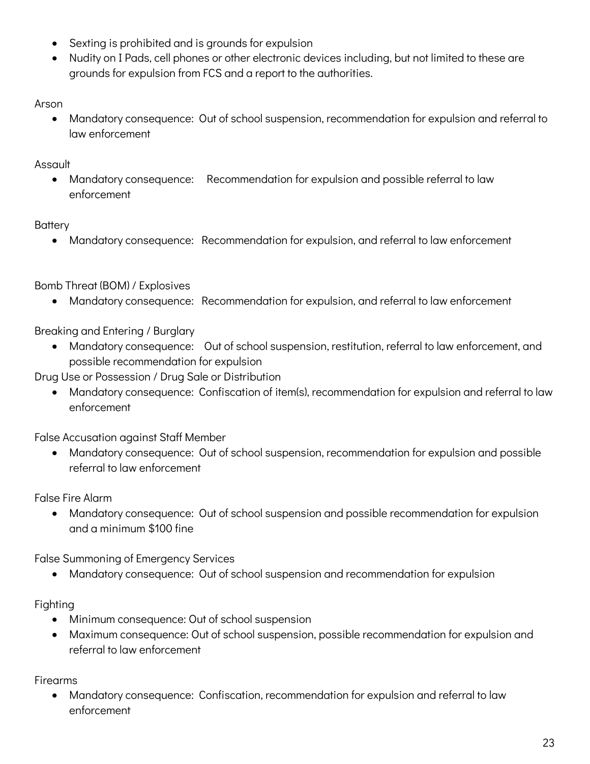- Sexting is prohibited and is grounds for expulsion
- Nudity on I Pads, cell phones or other electronic devices including, but not limited to these are grounds for expulsion from FCS and a report to the authorities.

Arson

- Mandatory consequence: Out of school suspension, recommendation for expulsion and referral to law enforcement

Assault

- Mandatory consequence: Recommendation for expulsion and possible referral to law enforcement

Battery

- Mandatory consequence: Recommendation for expulsion, and referral to law enforcement

Bomb Threat (BOM) / Explosives

- Mandatory consequence: Recommendation for expulsion, and referral to law enforcement

Breaking and Entering / Burglary

- Mandatory consequence: Out of school suspension, restitution, referral to law enforcement, and possible recommendation for expulsion

Drug Use or Possession / Drug Sale or Distribution

- Mandatory consequence: Confiscation of item(s), recommendation for expulsion and referral to law enforcement

False Accusation against Staff Member

- Mandatory consequence: Out of school suspension, recommendation for expulsion and possible referral to law enforcement

False Fire Alarm

- Mandatory consequence: Out of school suspension and possible recommendation for expulsion and a minimum $100 fine

False Summoning of Emergency Services

- Mandatory consequence: Out of school suspension and recommendation for expulsion

Fighting

- Minimum consequence: Out of school suspension
- Maximum consequence: Out of school suspension, possible recommendation for expulsion and referral to law enforcement

Firearms

- Mandatory consequence: Confiscation, recommendation for expulsion and referral to law enforcement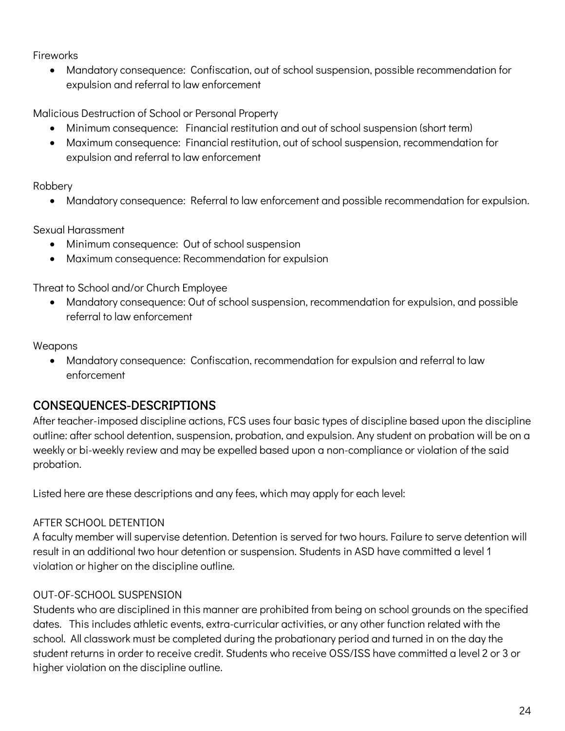Fireworks

- Mandatory consequence: Confiscation, out of school suspension, possible recommendation for expulsion and referral to law enforcement

Malicious Destruction of School or Personal Property

- Minimum consequence: Financial restitution and out of school suspension (short term)
- Maximum consequence: Financial restitution, out of school suspension, recommendation for expulsion and referral to law enforcement

Robbery

- Mandatory consequence: Referral to law enforcement and possible recommendation for expulsion.

Sexual Harassment

- Minimum consequence: Out of school suspension
- Maximum consequence: Recommendation for expulsion

Threat to School and/or Church Employee

- Mandatory consequence: Out of school suspension, recommendation for expulsion, and possible referral to law enforcement

Weapons

- Mandatory consequence: Confiscation, recommendation for expulsion and referral to law enforcement

## CONSEQUENCES-DESCRIPTIONS

After teacher-imposed discipline actions, FCS uses four basic types of discipline based upon the discipline outline: after school detention, suspension, probation, and expulsion. Any student on probation will be on a weekly or bi-weekly review and may be expelled based upon a non-compliance or violation of the said probation.

Listed here are these descriptions and any fees, which may apply for each level:

### AFTER SCHOOL DETENTION

A faculty member will supervise detention. Detention is served for two hours. Failure to serve detention will result in an additional two hour detention or suspension. Students in ASD have committed a level 1 violation or higher on the discipline outline.

### OUT-OF-SCHOOL SUSPENSION

Students who are disciplined in this manner are prohibited from being on school grounds on the specified dates. This includes athletic events, extra-curricular activities, or any other function related with the school. All classwork must be completed during the probationary period and turned in on the day the student returns in order to receive credit. Students who receive OSS/ISS have committed a level 2 or 3 or higher violation on the discipline outline.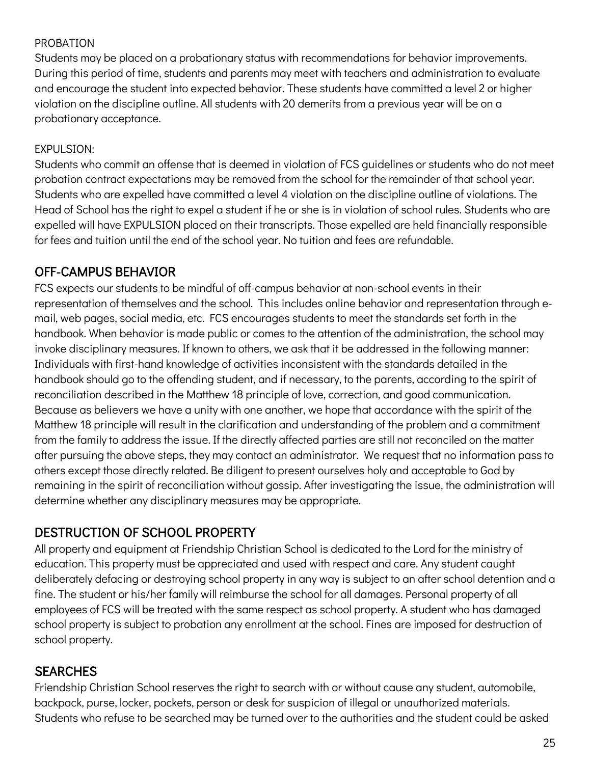PROBATION

Students may be placed on a probationary status with recommendations for behavior improvements. During this period of time, students and parents may meet with teachers and administration to evaluate and encourage the student into expected behavior. These students have committed a level 2 or higher violation on the discipline outline. All students with 20 demerits from a previous year will be on a probationary acceptance.

EXPULSION:

Students who commit an offense that is deemed in violation of FCS guidelines or students who do not meet probation contract expectations may be removed from the school for the remainder of that school year. Students who are expelled have committed a level 4 violation on the discipline outline of violations. The Head of School has the right to expel a student if he or she is in violation of school rules. Students who are expelled will have EXPULSION placed on their transcripts. Those expelled are held financially responsible for fees and tuition until the end of the school year. No tuition and fees are refundable.

## OFF-CAMPUS BEHAVIOR

FCS expects our students to be mindful of off-campus behavior at non-school events in their representation of themselves and the school. This includes online behavior and representation through e-mail, web pages, social media, etc. FCS encourages students to meet the standards set forth in the handbook. When behavior is made public or comes to the attention of the administration, the school may invoke disciplinary measures. If known to others, we ask that it be addressed in the following manner: Individuals with first-hand knowledge of activities inconsistent with the standards detailed in the handbook should go to the offending student, and if necessary, to the parents, according to the spirit of reconciliation described in the Matthew 18 principle of love, correction, and good communication. Because as believers we have a unity with one another, we hope that accordance with the spirit of the Matthew 18 principle will result in the clarification and understanding of the problem and a commitment from the family to address the issue. If the directly affected parties are still not reconciled on the matter after pursuing the above steps, they may contact an administrator. We request that no information pass to others except those directly related. Be diligent to present ourselves holy and acceptable to God by remaining in the spirit of reconciliation without gossip. After investigating the issue, the administration will determine whether any disciplinary measures may be appropriate.

## DESTRUCTION OF SCHOOL PROPERTY

All property and equipment at Friendship Christian School is dedicated to the Lord for the ministry of education. This property must be appreciated and used with respect and care. Any student caught deliberately defacing or destroying school property in any way is subject to an after school detention and a fine. The student or his/her family will reimburse the school for all damages. Personal property of all employees of FCS will be treated with the same respect as school property. A student who has damaged school property is subject to probation any enrollment at the school. Fines are imposed for destruction of school property.

## SEARCHES

Friendship Christian School reserves the right to search with or without cause any student, automobile, backpack, purse, locker, pockets, person or desk for suspicion of illegal or unauthorized materials. Students who refuse to be searched may be turned over to the authorities and the student could be asked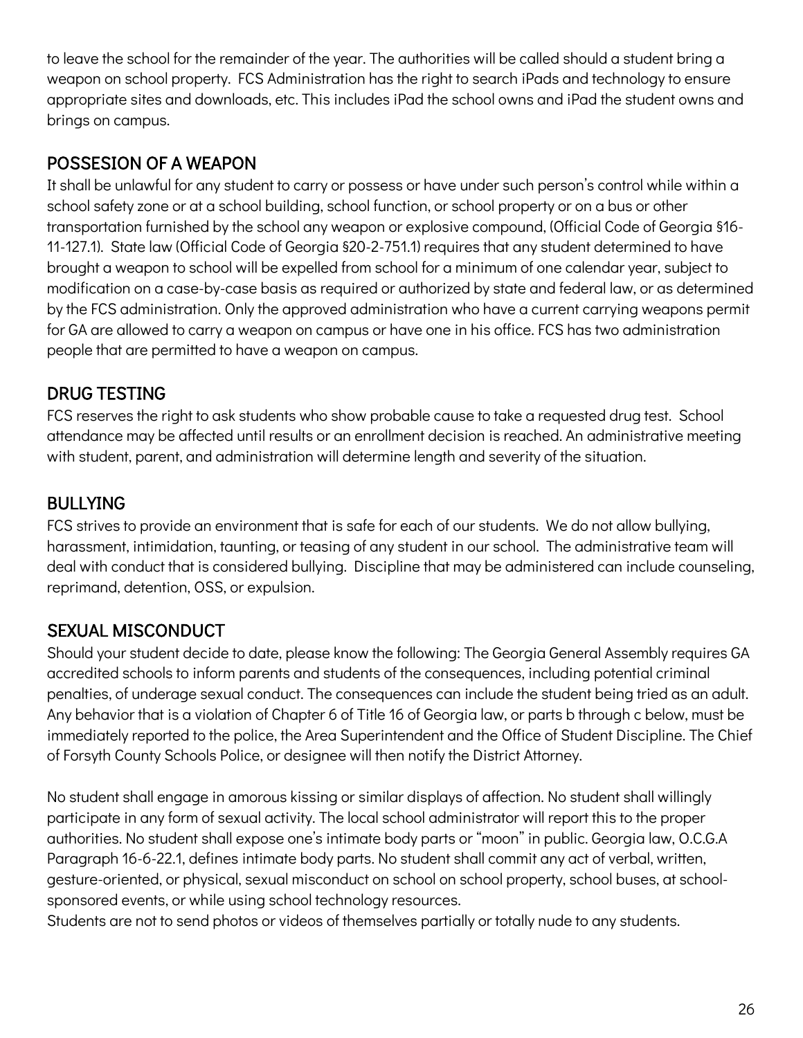to leave the school for the remainder of the year. The authorities will be called should a student bring a weapon on school property. FCS Administration has the right to search iPads and technology to ensure appropriate sites and downloads, etc. This includes iPad the school owns and iPad the student owns and brings on campus.

## POSSESION OF A WEAPON

It shall be unlawful for any student to carry or possess or have under such person's control while within a school safety zone or at a school building, school function, or school property or on a bus or other transportation furnished by the school any weapon or explosive compound, (Official Code of Georgia §16-11-127.1). State law (Official Code of Georgia §20-2-751.1) requires that any student determined to have brought a weapon to school will be expelled from school for a minimum of one calendar year, subject to modification on a case-by-case basis as required or authorized by state and federal law, or as determined by the FCS administration. Only the approved administration who have a current carrying weapons permit for GA are allowed to carry a weapon on campus or have one in his office. FCS has two administration people that are permitted to have a weapon on campus.

## DRUG TESTING

FCS reserves the right to ask students who show probable cause to take a requested drug test. School attendance may be affected until results or an enrollment decision is reached. An administrative meeting with student, parent, and administration will determine length and severity of the situation.

## BULLYING

FCS strives to provide an environment that is safe for each of our students. We do not allow bullying, harassment, intimidation, taunting, or teasing of any student in our school. The administrative team will deal with conduct that is considered bullying. Discipline that may be administered can include counseling, reprimand, detention, OSS, or expulsion.

## SEXUAL MISCONDUCT

Should your student decide to date, please know the following: The Georgia General Assembly requires GA accredited schools to inform parents and students of the consequences, including potential criminal penalties, of underage sexual conduct. The consequences can include the student being tried as an adult. Any behavior that is a violation of Chapter 6 of Title 16 of Georgia law, or parts b through c below, must be immediately reported to the police, the Area Superintendent and the Office of Student Discipline. The Chief of Forsyth County Schools Police, or designee will then notify the District Attorney.

No student shall engage in amorous kissing or similar displays of affection. No student shall willingly participate in any form of sexual activity. The local school administrator will report this to the proper authorities. No student shall expose one's intimate body parts or "moon" in public. Georgia law, O.C.G.A Paragraph 16-6-22.1, defines intimate body parts. No student shall commit any act of verbal, written, gesture-oriented, or physical, sexual misconduct on school on school property, school buses, at school-sponsored events, or while using school technology resources.
Students are not to send photos or videos of themselves partially or totally nude to any students.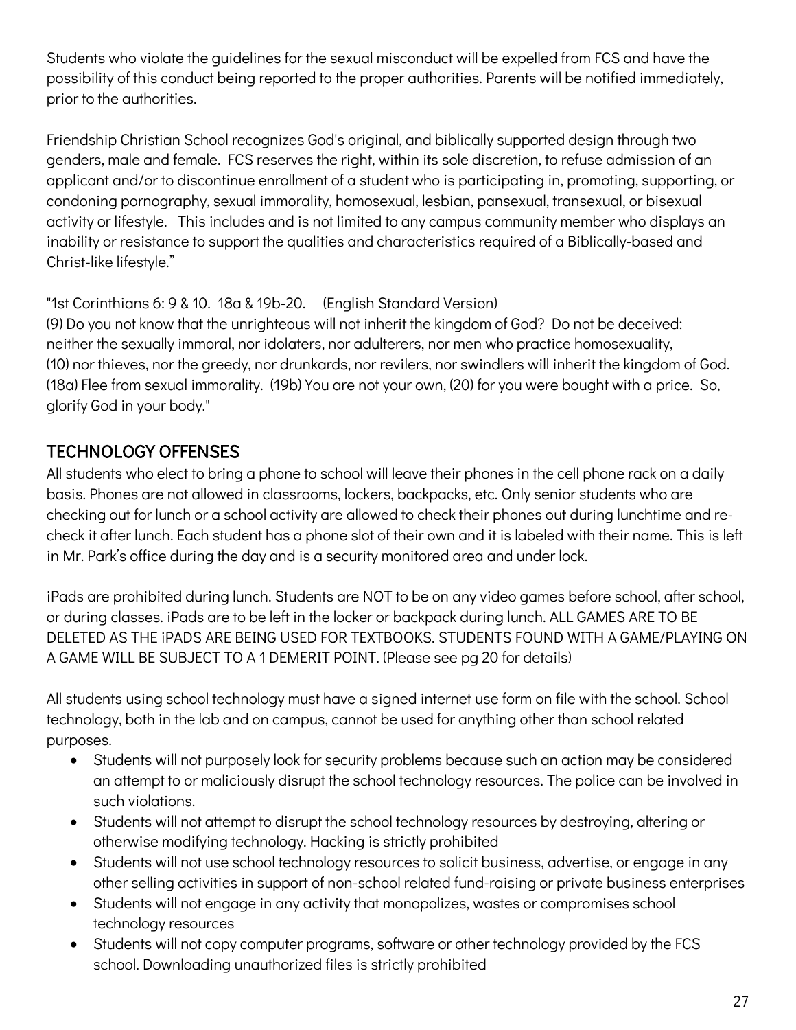Students who violate the guidelines for the sexual misconduct will be expelled from FCS and have the possibility of this conduct being reported to the proper authorities. Parents will be notified immediately, prior to the authorities.

Friendship Christian School recognizes God's original, and biblically supported design through two genders, male and female. FCS reserves the right, within its sole discretion, to refuse admission of an applicant and/or to discontinue enrollment of a student who is participating in, promoting, supporting, or condoning pornography, sexual immorality, homosexual, lesbian, pansexual, transexual, or bisexual activity or lifestyle. This includes and is not limited to any campus community member who displays an inability or resistance to support the qualities and characteristics required of a Biblically-based and Christ-like lifestyle."

"1st Corinthians 6: 9 & 10. 18a & 19b-20. (English Standard Version)
(9) Do you not know that the unrighteous will not inherit the kingdom of God? Do not be deceived: neither the sexually immoral, nor idolaters, nor adulterers, nor men who practice homosexuality,
(10) nor thieves, nor the greedy, nor drunkards, nor revilers, nor swindlers will inherit the kingdom of God.
(18a) Flee from sexual immorality. (19b) You are not your own, (20) for you were bought with a price. So, glorify God in your body."

## TECHNOLOGY OFFENSES

All students who elect to bring a phone to school will leave their phones in the cell phone rack on a daily basis. Phones are not allowed in classrooms, lockers, backpacks, etc. Only senior students who are checking out for lunch or a school activity are allowed to check their phones out during lunchtime and re-check it after lunch. Each student has a phone slot of their own and it is labeled with their name. This is left in Mr. Park's office during the day and is a security monitored area and under lock.

iPads are prohibited during lunch. Students are NOT to be on any video games before school, after school, or during classes. iPads are to be left in the locker or backpack during lunch. ALL GAMES ARE TO BE DELETED AS THE iPADS ARE BEING USED FOR TEXTBOOKS. STUDENTS FOUND WITH A GAME/PLAYING ON A GAME WILL BE SUBJECT TO A 1 DEMERIT POINT. (Please see pg 20 for details)

All students using school technology must have a signed internet use form on file with the school. School technology, both in the lab and on campus, cannot be used for anything other than school related purposes.

- Students will not purposely look for security problems because such an action may be considered an attempt to or maliciously disrupt the school technology resources. The police can be involved in such violations.
- Students will not attempt to disrupt the school technology resources by destroying, altering or otherwise modifying technology. Hacking is strictly prohibited
- Students will not use school technology resources to solicit business, advertise, or engage in any other selling activities in support of non-school related fund-raising or private business enterprises
- Students will not engage in any activity that monopolizes, wastes or compromises school technology resources
- Students will not copy computer programs, software or other technology provided by the FCS school. Downloading unauthorized files is strictly prohibited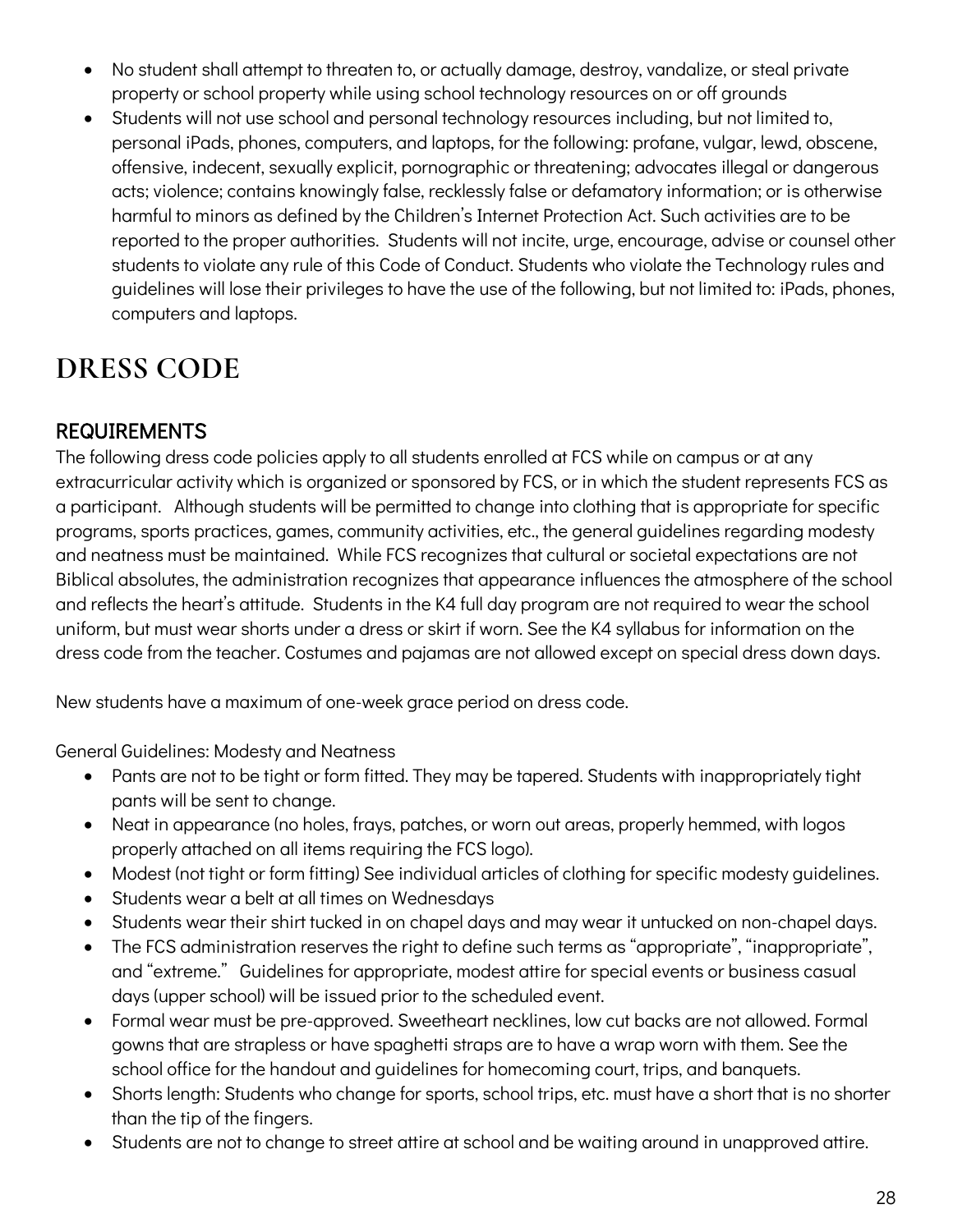- No student shall attempt to threaten to, or actually damage, destroy, vandalize, or steal private property or school property while using school technology resources on or off grounds
- Students will not use school and personal technology resources including, but not limited to, personal iPads, phones, computers, and laptops, for the following: profane, vulgar, lewd, obscene, offensive, indecent, sexually explicit, pornographic or threatening; advocates illegal or dangerous acts; violence; contains knowingly false, recklessly false or defamatory information; or is otherwise harmful to minors as defined by the Children's Internet Protection Act. Such activities are to be reported to the proper authorities. Students will not incite, urge, encourage, advise or counsel other students to violate any rule of this Code of Conduct. Students who violate the Technology rules and guidelines will lose their privileges to have the use of the following, but not limited to: iPads, phones, computers and laptops.

# DRESS CODE

## REQUIREMENTS

The following dress code policies apply to all students enrolled at FCS while on campus or at any extracurricular activity which is organized or sponsored by FCS, or in which the student represents FCS as a participant. Although students will be permitted to change into clothing that is appropriate for specific programs, sports practices, games, community activities, etc., the general guidelines regarding modesty and neatness must be maintained. While FCS recognizes that cultural or societal expectations are not Biblical absolutes, the administration recognizes that appearance influences the atmosphere of the school and reflects the heart's attitude. Students in the K4 full day program are not required to wear the school uniform, but must wear shorts under a dress or skirt if worn. See the K4 syllabus for information on the dress code from the teacher. Costumes and pajamas are not allowed except on special dress down days.

New students have a maximum of one-week grace period on dress code.

General Guidelines: Modesty and Neatness

- Pants are not to be tight or form fitted. They may be tapered. Students with inappropriately tight pants will be sent to change.
- Neat in appearance (no holes, frays, patches, or worn out areas, properly hemmed, with logos properly attached on all items requiring the FCS logo).
- Modest (not tight or form fitting) See individual articles of clothing for specific modesty guidelines.
- Students wear a belt at all times on Wednesdays
- Students wear their shirt tucked in on chapel days and may wear it untucked on non-chapel days.
- The FCS administration reserves the right to define such terms as "appropriate", "inappropriate", and "extreme." Guidelines for appropriate, modest attire for special events or business casual days (upper school) will be issued prior to the scheduled event.
- Formal wear must be pre-approved. Sweetheart necklines, low cut backs are not allowed. Formal gowns that are strapless or have spaghetti straps are to have a wrap worn with them. See the school office for the handout and guidelines for homecoming court, trips, and banquets.
- Shorts length: Students who change for sports, school trips, etc. must have a short that is no shorter than the tip of the fingers.
- Students are not to change to street attire at school and be waiting around in unapproved attire.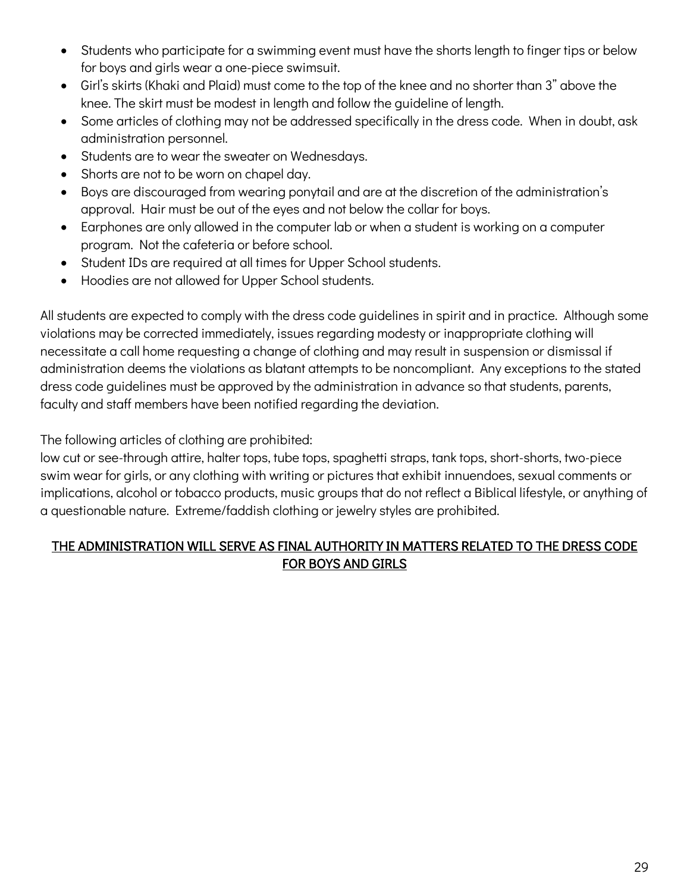- Students who participate for a swimming event must have the shorts length to finger tips or below for boys and girls wear a one-piece swimsuit.
- Girl's skirts (Khaki and Plaid) must come to the top of the knee and no shorter than 3" above the knee. The skirt must be modest in length and follow the guideline of length.
- Some articles of clothing may not be addressed specifically in the dress code. When in doubt, ask administration personnel.
- Students are to wear the sweater on Wednesdays.
- Shorts are not to be worn on chapel day.
- Boys are discouraged from wearing ponytail and are at the discretion of the administration's approval. Hair must be out of the eyes and not below the collar for boys.
- Earphones are only allowed in the computer lab or when a student is working on a computer program. Not the cafeteria or before school.
- Student IDs are required at all times for Upper School students.
- Hoodies are not allowed for Upper School students.

All students are expected to comply with the dress code guidelines in spirit and in practice. Although some violations may be corrected immediately, issues regarding modesty or inappropriate clothing will necessitate a call home requesting a change of clothing and may result in suspension or dismissal if administration deems the violations as blatant attempts to be noncompliant. Any exceptions to the stated dress code guidelines must be approved by the administration in advance so that students, parents, faculty and staff members have been notified regarding the deviation.

The following articles of clothing are prohibited:
low cut or see-through attire, halter tops, tube tops, spaghetti straps, tank tops, short-shorts, two-piece swim wear for girls, or any clothing with writing or pictures that exhibit innuendoes, sexual comments or implications, alcohol or tobacco products, music groups that do not reflect a Biblical lifestyle, or anything of a questionable nature. Extreme/faddish clothing or jewelry styles are prohibited.

<u>THE ADMINISTRATION WILL SERVE AS FINAL AUTHORITY IN MATTERS RELATED TO THE DRESS CODE FOR BOYS AND GIRLS</u>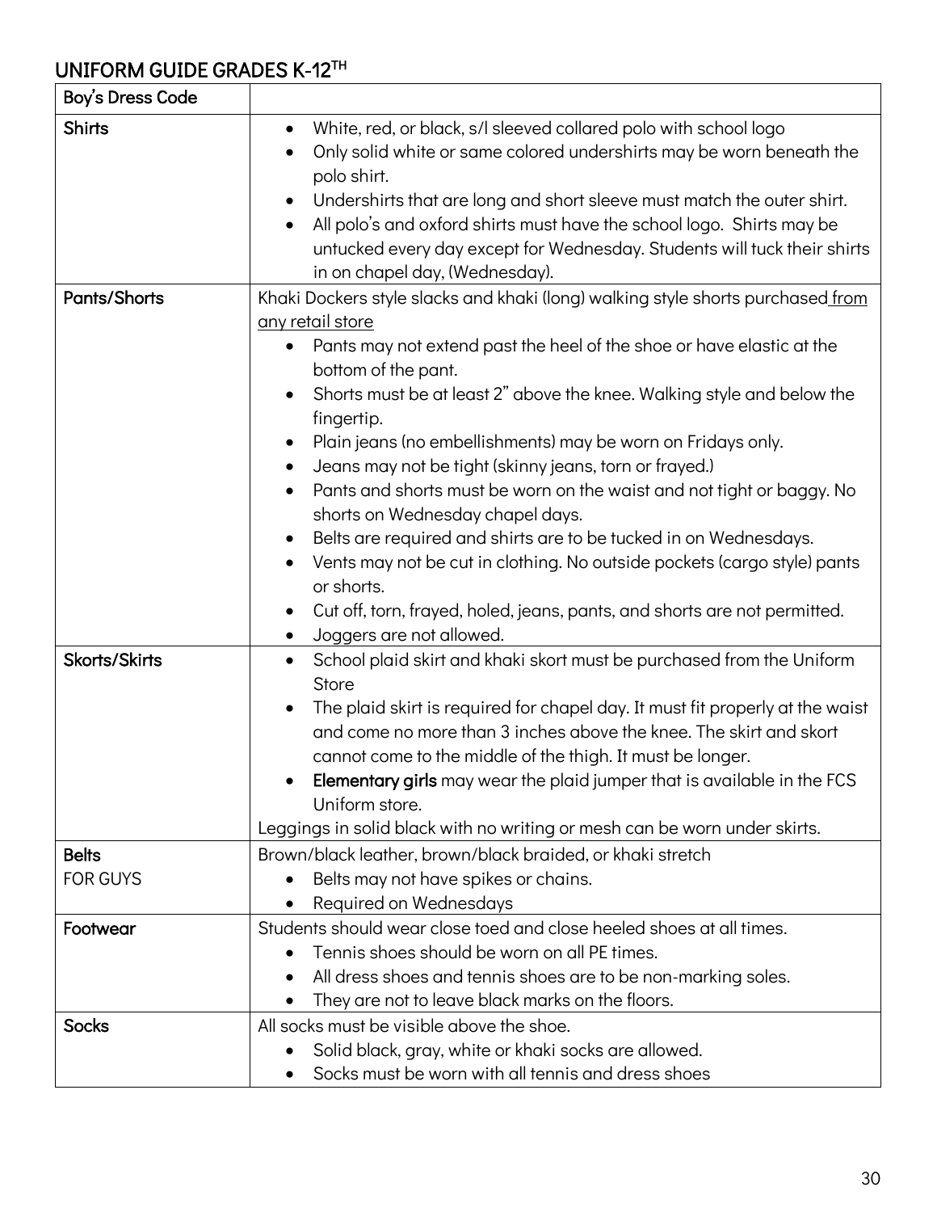## UNIFORM GUIDE GRADES K-12TH

| Boy's Dress Code | |
|---|---|
| **Shirts** | • White, red, or black, s/l sleeved collared polo with school logo<br>• Only solid white or same colored undershirts may be worn beneath the polo shirt.<br>• Undershirts that are long and short sleeve must match the outer shirt.<br>• All polo's and oxford shirts must have the school logo. Shirts may be untucked every day except for Wednesday. Students will tuck their shirts in on chapel day, (Wednesday). |
| **Pants/Shorts** | Khaki Dockers style slacks and khaki (long) walking style shorts purchased <u>from any retail store</u><br>• Pants may not extend past the heel of the shoe or have elastic at the bottom of the pant.<br>• Shorts must be at least 2" above the knee. Walking style and below the fingertip.<br>• Plain jeans (no embellishments) may be worn on Fridays only.<br>• Jeans may not be tight (skinny jeans, torn or frayed.)<br>• Pants and shorts must be worn on the waist and not tight or baggy. No shorts on Wednesday chapel days.<br>• Belts are required and shirts are to be tucked in on Wednesdays.<br>• Vents may not be cut in clothing. No outside pockets (cargo style) pants or shorts.<br>• Cut off, torn, frayed, holed, jeans, pants, and shorts are not permitted.<br>• Joggers are not allowed. |
| **Skorts/Skirts** | • School plaid skirt and khaki skort must be purchased from the Uniform Store<br>• The plaid skirt is required for chapel day. It must fit properly at the waist and come no more than 3 inches above the knee. The skirt and skort cannot come to the middle of the thigh. It must be longer.<br>• **Elementary girls** may wear the plaid jumper that is available in the FCS Uniform store.<br>Leggings in solid black with no writing or mesh can be worn under skirts. |
| **Belts** FOR GUYS | Brown/black leather, brown/black braided, or khaki stretch<br>• Belts may not have spikes or chains.<br>• Required on Wednesdays |
| **Footwear** | Students should wear close toed and close heeled shoes at all times.<br>• Tennis shoes should be worn on all PE times.<br>• All dress shoes and tennis shoes are to be non-marking soles.<br>• They are not to leave black marks on the floors. |
| **Socks** | All socks must be visible above the shoe.<br>• Solid black, gray, white or khaki socks are allowed.<br>• Socks must be worn with all tennis and dress shoes |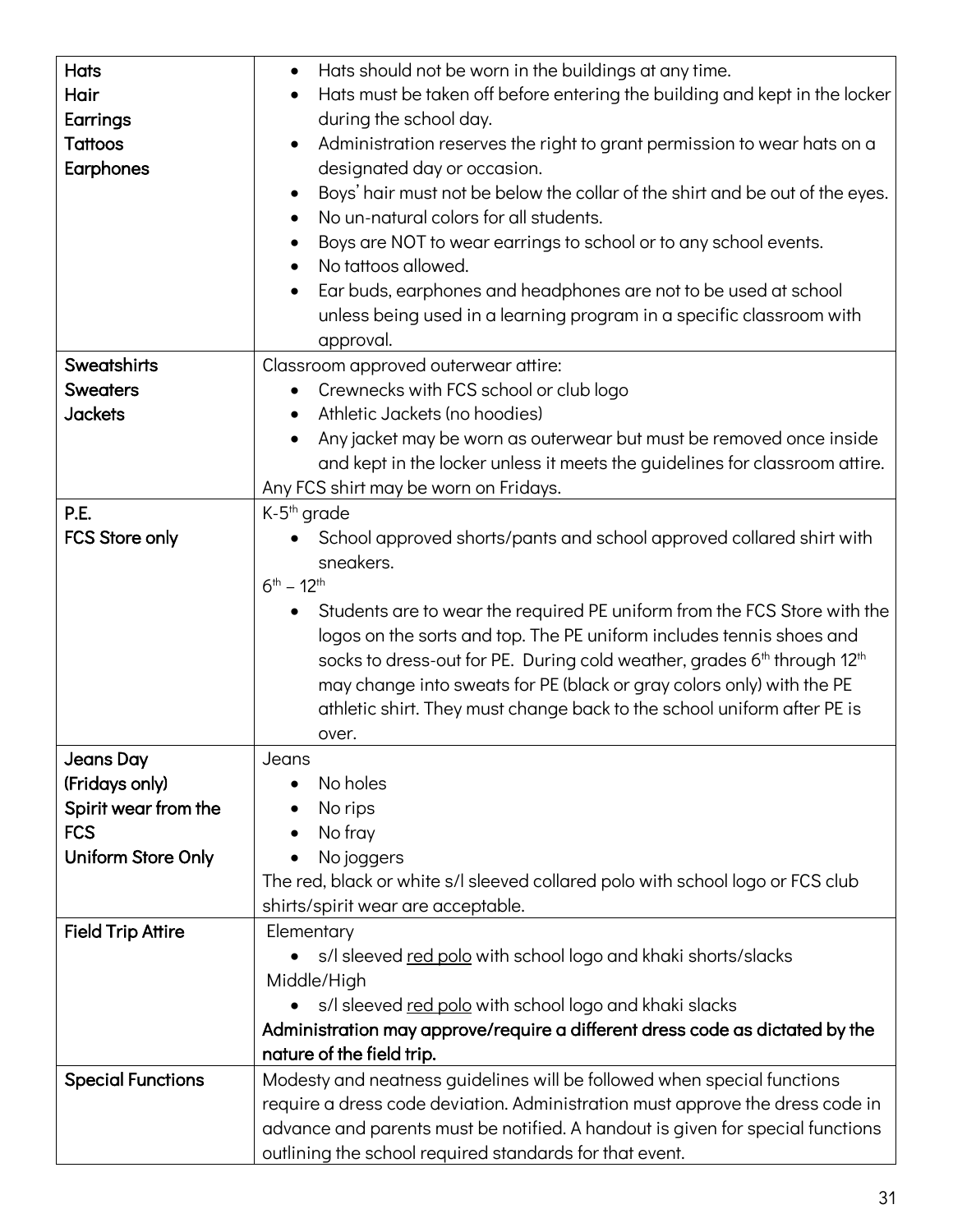| | |
|---|---|
| **Hats**<br>**Hair**<br>**Earrings**<br>**Tattoos**<br>**Earphones** | • Hats should not be worn in the buildings at any time.<br>• Hats must be taken off before entering the building and kept in the locker during the school day.<br>• Administration reserves the right to grant permission to wear hats on a designated day or occasion.<br>• Boys' hair must not be below the collar of the shirt and be out of the eyes.<br>• No un-natural colors for all students.<br>• Boys are NOT to wear earrings to school or to any school events.<br>• No tattoos allowed.<br>• Ear buds, earphones and headphones are not to be used at school unless being used in a learning program in a specific classroom with approval. |
| **Sweatshirts**<br>**Sweaters**<br>**Jackets** | Classroom approved outerwear attire:<br>• Crewnecks with FCS school or club logo<br>• Athletic Jackets (no hoodies)<br>• Any jacket may be worn as outerwear but must be removed once inside and kept in the locker unless it meets the guidelines for classroom attire.<br>Any FCS shirt may be worn on Fridays. |
| **P.E.**<br>**FCS Store only** | K-5th grade<br>• School approved shorts/pants and school approved collared shirt with sneakers.<br>6th – 12th<br>• Students are to wear the required PE uniform from the FCS Store with the logos on the sorts and top. The PE uniform includes tennis shoes and socks to dress-out for PE. During cold weather, grades 6th through 12th may change into sweats for PE (black or gray colors only) with the PE athletic shirt. They must change back to the school uniform after PE is over. |
| **Jeans Day**<br>**(Fridays only)**<br>**Spirit wear from the FCS**<br>**Uniform Store Only** | Jeans<br>• No holes<br>• No rips<br>• No fray<br>• No joggers<br>The red, black or white s/l sleeved collared polo with school logo or FCS club shirts/spirit wear are acceptable. |
| **Field Trip Attire** | Elementary<br>• s/l sleeved red polo with school logo and khaki shorts/slacks<br>Middle/High<br>• s/l sleeved red polo with school logo and khaki slacks<br>**Administration may approve/require a different dress code as dictated by the nature of the field trip.** |
| **Special Functions** | Modesty and neatness guidelines will be followed when special functions require a dress code deviation. Administration must approve the dress code in advance and parents must be notified. A handout is given for special functions outlining the school required standards for that event. |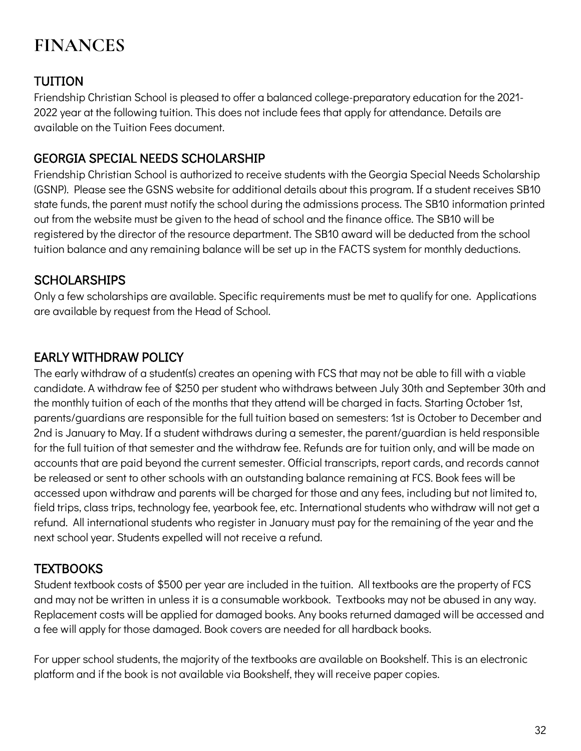# FINANCES

## TUITION

Friendship Christian School is pleased to offer a balanced college-preparatory education for the 2021-2022 year at the following tuition. This does not include fees that apply for attendance. Details are available on the Tuition Fees document.

## GEORGIA SPECIAL NEEDS SCHOLARSHIP

Friendship Christian School is authorized to receive students with the Georgia Special Needs Scholarship (GSNP). Please see the GSNS website for additional details about this program. If a student receives SB10 state funds, the parent must notify the school during the admissions process. The SB10 information printed out from the website must be given to the head of school and the finance office. The SB10 will be registered by the director of the resource department. The SB10 award will be deducted from the school tuition balance and any remaining balance will be set up in the FACTS system for monthly deductions.

## SCHOLARSHIPS

Only a few scholarships are available. Specific requirements must be met to qualify for one. Applications are available by request from the Head of School.

## EARLY WITHDRAW POLICY

The early withdraw of a student(s) creates an opening with FCS that may not be able to fill with a viable candidate. A withdraw fee of $250 per student who withdraws between July 30th and September 30th and the monthly tuition of each of the months that they attend will be charged in facts. Starting October 1st, parents/guardians are responsible for the full tuition based on semesters: 1st is October to December and 2nd is January to May. If a student withdraws during a semester, the parent/guardian is held responsible for the full tuition of that semester and the withdraw fee. Refunds are for tuition only, and will be made on accounts that are paid beyond the current semester. Official transcripts, report cards, and records cannot be released or sent to other schools with an outstanding balance remaining at FCS. Book fees will be accessed upon withdraw and parents will be charged for those and any fees, including but not limited to, field trips, class trips, technology fee, yearbook fee, etc. International students who withdraw will not get a refund. All international students who register in January must pay for the remaining of the year and the next school year. Students expelled will not receive a refund.

## TEXTBOOKS

Student textbook costs of $500 per year are included in the tuition. All textbooks are the property of FCS and may not be written in unless it is a consumable workbook. Textbooks may not be abused in any way. Replacement costs will be applied for damaged books. Any books returned damaged will be accessed and a fee will apply for those damaged. Book covers are needed for all hardback books.

For upper school students, the majority of the textbooks are available on Bookshelf. This is an electronic platform and if the book is not available via Bookshelf, they will receive paper copies.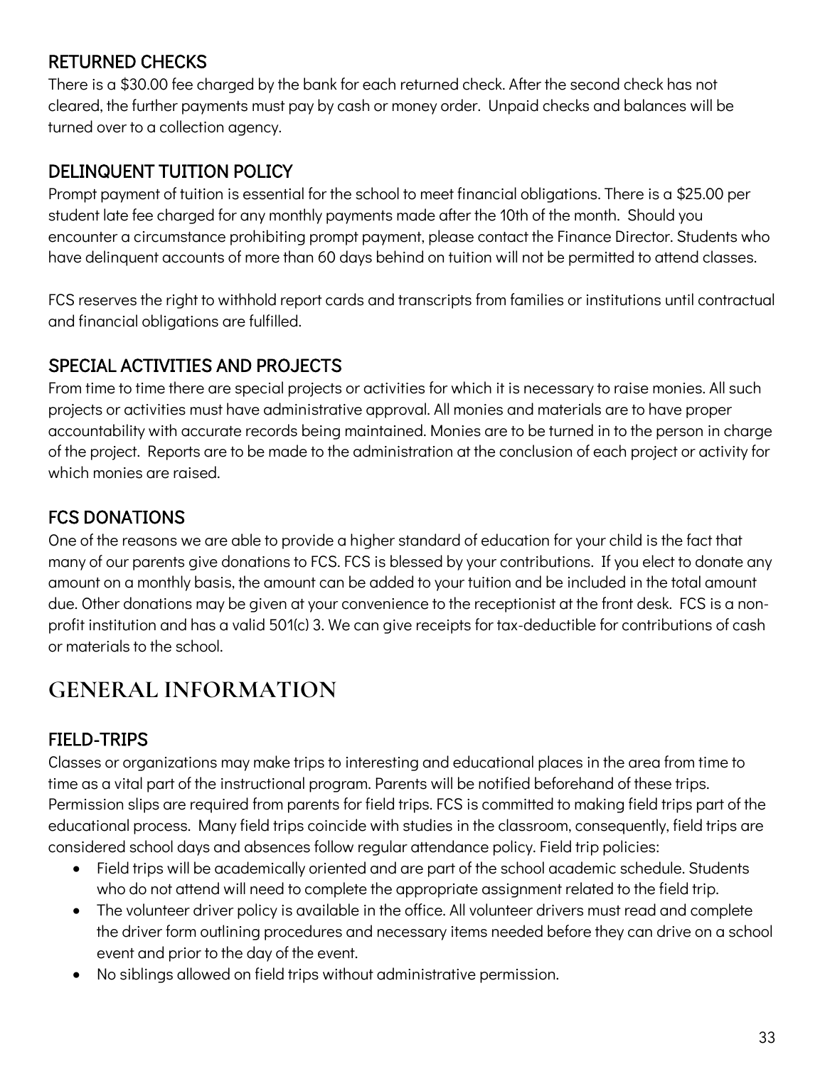### RETURNED CHECKS

There is a $30.00 fee charged by the bank for each returned check. After the second check has not cleared, the further payments must pay by cash or money order. Unpaid checks and balances will be turned over to a collection agency.

### DELINQUENT TUITION POLICY

Prompt payment of tuition is essential for the school to meet financial obligations. There is a $25.00 per student late fee charged for any monthly payments made after the 10th of the month. Should you encounter a circumstance prohibiting prompt payment, please contact the Finance Director. Students who have delinquent accounts of more than 60 days behind on tuition will not be permitted to attend classes.

FCS reserves the right to withhold report cards and transcripts from families or institutions until contractual and financial obligations are fulfilled.

### SPECIAL ACTIVITIES AND PROJECTS

From time to time there are special projects or activities for which it is necessary to raise monies. All such projects or activities must have administrative approval. All monies and materials are to have proper accountability with accurate records being maintained. Monies are to be turned in to the person in charge of the project. Reports are to be made to the administration at the conclusion of each project or activity for which monies are raised.

### FCS DONATIONS

One of the reasons we are able to provide a higher standard of education for your child is the fact that many of our parents give donations to FCS. FCS is blessed by your contributions. If you elect to donate any amount on a monthly basis, the amount can be added to your tuition and be included in the total amount due. Other donations may be given at your convenience to the receptionist at the front desk. FCS is a non-profit institution and has a valid 501(c) 3. We can give receipts for tax-deductible for contributions of cash or materials to the school.

## GENERAL INFORMATION

### FIELD-TRIPS

Classes or organizations may make trips to interesting and educational places in the area from time to time as a vital part of the instructional program. Parents will be notified beforehand of these trips. Permission slips are required from parents for field trips. FCS is committed to making field trips part of the educational process. Many field trips coincide with studies in the classroom, consequently, field trips are considered school days and absences follow regular attendance policy. Field trip policies:

- Field trips will be academically oriented and are part of the school academic schedule. Students who do not attend will need to complete the appropriate assignment related to the field trip.
- The volunteer driver policy is available in the office. All volunteer drivers must read and complete the driver form outlining procedures and necessary items needed before they can drive on a school event and prior to the day of the event.
- No siblings allowed on field trips without administrative permission.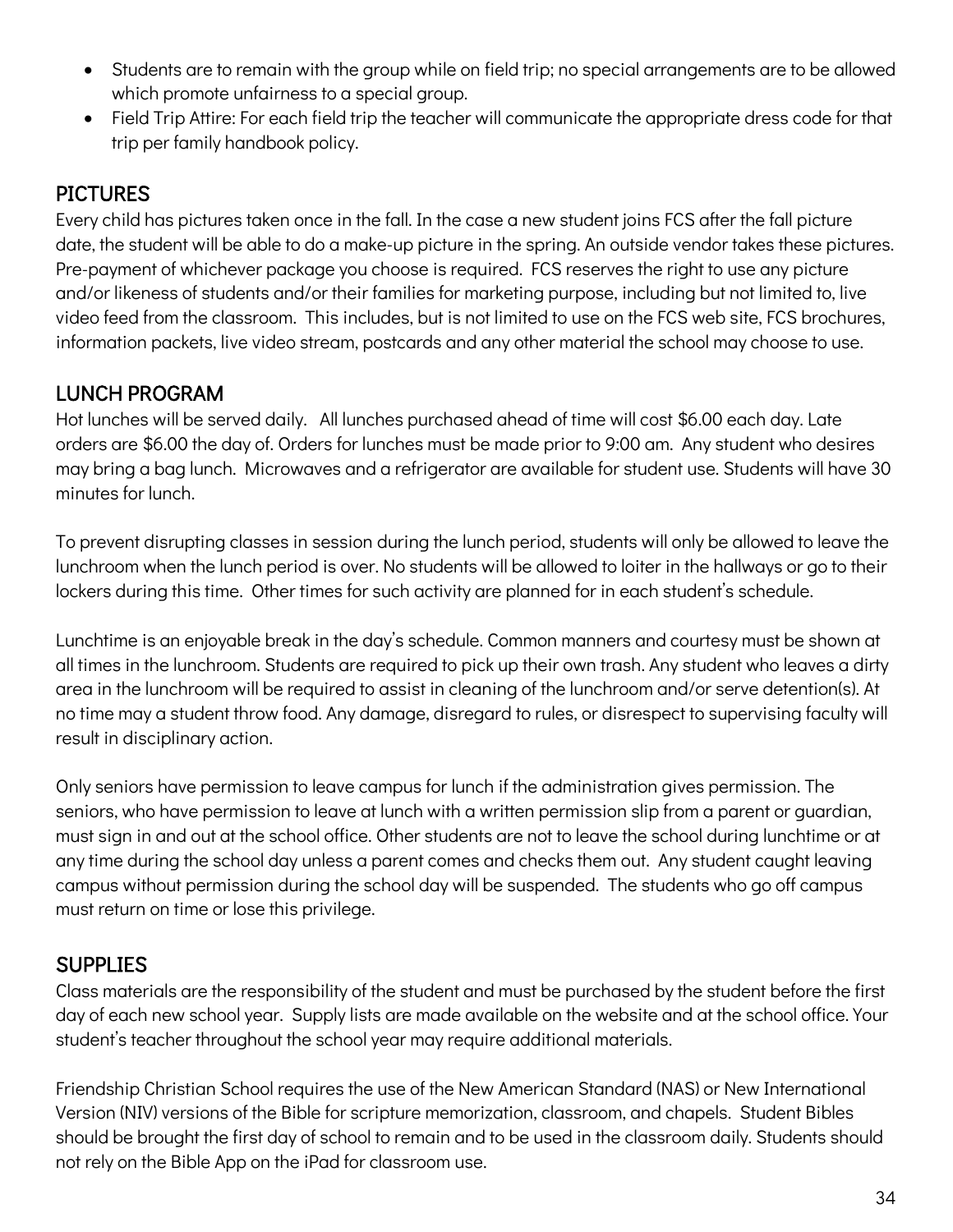- Students are to remain with the group while on field trip; no special arrangements are to be allowed which promote unfairness to a special group.
- Field Trip Attire: For each field trip the teacher will communicate the appropriate dress code for that trip per family handbook policy.

## PICTURES

Every child has pictures taken once in the fall. In the case a new student joins FCS after the fall picture date, the student will be able to do a make-up picture in the spring. An outside vendor takes these pictures. Pre-payment of whichever package you choose is required. FCS reserves the right to use any picture and/or likeness of students and/or their families for marketing purpose, including but not limited to, live video feed from the classroom. This includes, but is not limited to use on the FCS web site, FCS brochures, information packets, live video stream, postcards and any other material the school may choose to use.

## LUNCH PROGRAM

Hot lunches will be served daily. All lunches purchased ahead of time will cost $6.00 each day. Late orders are $6.00 the day of. Orders for lunches must be made prior to 9:00 am. Any student who desires may bring a bag lunch. Microwaves and a refrigerator are available for student use. Students will have 30 minutes for lunch.

To prevent disrupting classes in session during the lunch period, students will only be allowed to leave the lunchroom when the lunch period is over. No students will be allowed to loiter in the hallways or go to their lockers during this time. Other times for such activity are planned for in each student's schedule.

Lunchtime is an enjoyable break in the day's schedule. Common manners and courtesy must be shown at all times in the lunchroom. Students are required to pick up their own trash. Any student who leaves a dirty area in the lunchroom will be required to assist in cleaning of the lunchroom and/or serve detention(s). At no time may a student throw food. Any damage, disregard to rules, or disrespect to supervising faculty will result in disciplinary action.

Only seniors have permission to leave campus for lunch if the administration gives permission. The seniors, who have permission to leave at lunch with a written permission slip from a parent or guardian, must sign in and out at the school office. Other students are not to leave the school during lunchtime or at any time during the school day unless a parent comes and checks them out. Any student caught leaving campus without permission during the school day will be suspended. The students who go off campus must return on time or lose this privilege.

## SUPPLIES

Class materials are the responsibility of the student and must be purchased by the student before the first day of each new school year. Supply lists are made available on the website and at the school office. Your student's teacher throughout the school year may require additional materials.

Friendship Christian School requires the use of the New American Standard (NAS) or New International Version (NIV) versions of the Bible for scripture memorization, classroom, and chapels. Student Bibles should be brought the first day of school to remain and to be used in the classroom daily. Students should not rely on the Bible App on the iPad for classroom use.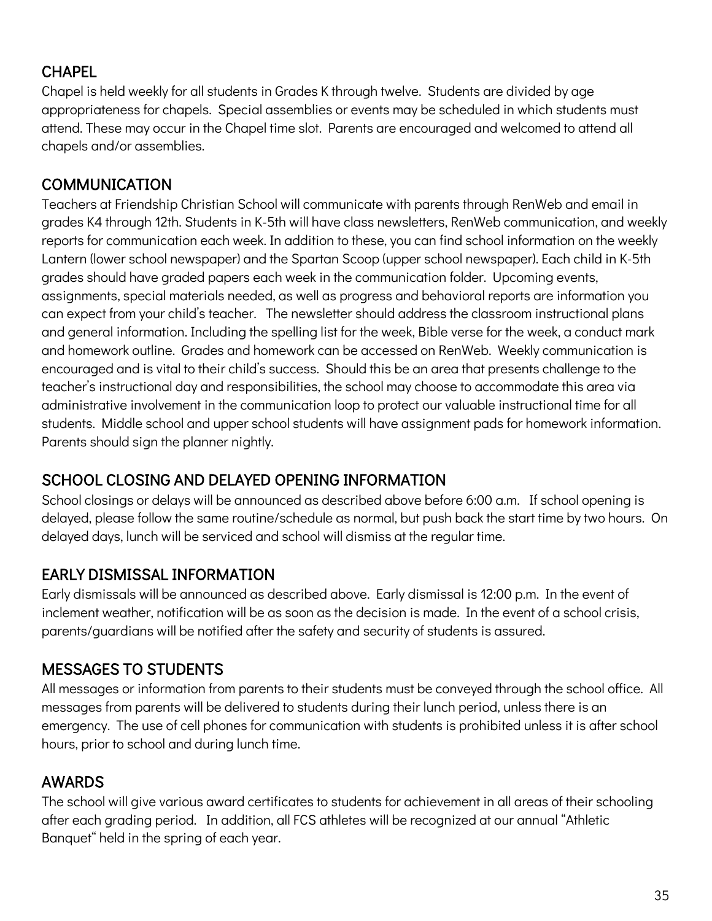## CHAPEL

Chapel is held weekly for all students in Grades K through twelve. Students are divided by age appropriateness for chapels. Special assemblies or events may be scheduled in which students must attend. These may occur in the Chapel time slot. Parents are encouraged and welcomed to attend all chapels and/or assemblies.

## COMMUNICATION

Teachers at Friendship Christian School will communicate with parents through RenWeb and email in grades K4 through 12th. Students in K-5th will have class newsletters, RenWeb communication, and weekly reports for communication each week. In addition to these, you can find school information on the weekly Lantern (lower school newspaper) and the Spartan Scoop (upper school newspaper). Each child in K-5th grades should have graded papers each week in the communication folder. Upcoming events, assignments, special materials needed, as well as progress and behavioral reports are information you can expect from your child's teacher. The newsletter should address the classroom instructional plans and general information. Including the spelling list for the week, Bible verse for the week, a conduct mark and homework outline. Grades and homework can be accessed on RenWeb. Weekly communication is encouraged and is vital to their child's success. Should this be an area that presents challenge to the teacher's instructional day and responsibilities, the school may choose to accommodate this area via administrative involvement in the communication loop to protect our valuable instructional time for all students. Middle school and upper school students will have assignment pads for homework information. Parents should sign the planner nightly.

## SCHOOL CLOSING AND DELAYED OPENING INFORMATION

School closings or delays will be announced as described above before 6:00 a.m. If school opening is delayed, please follow the same routine/schedule as normal, but push back the start time by two hours. On delayed days, lunch will be serviced and school will dismiss at the regular time.

## EARLY DISMISSAL INFORMATION

Early dismissals will be announced as described above. Early dismissal is 12:00 p.m. In the event of inclement weather, notification will be as soon as the decision is made. In the event of a school crisis, parents/guardians will be notified after the safety and security of students is assured.

## MESSAGES TO STUDENTS

All messages or information from parents to their students must be conveyed through the school office. All messages from parents will be delivered to students during their lunch period, unless there is an emergency. The use of cell phones for communication with students is prohibited unless it is after school hours, prior to school and during lunch time.

## AWARDS

The school will give various award certificates to students for achievement in all areas of their schooling after each grading period. In addition, all FCS athletes will be recognized at our annual "Athletic Banquet" held in the spring of each year.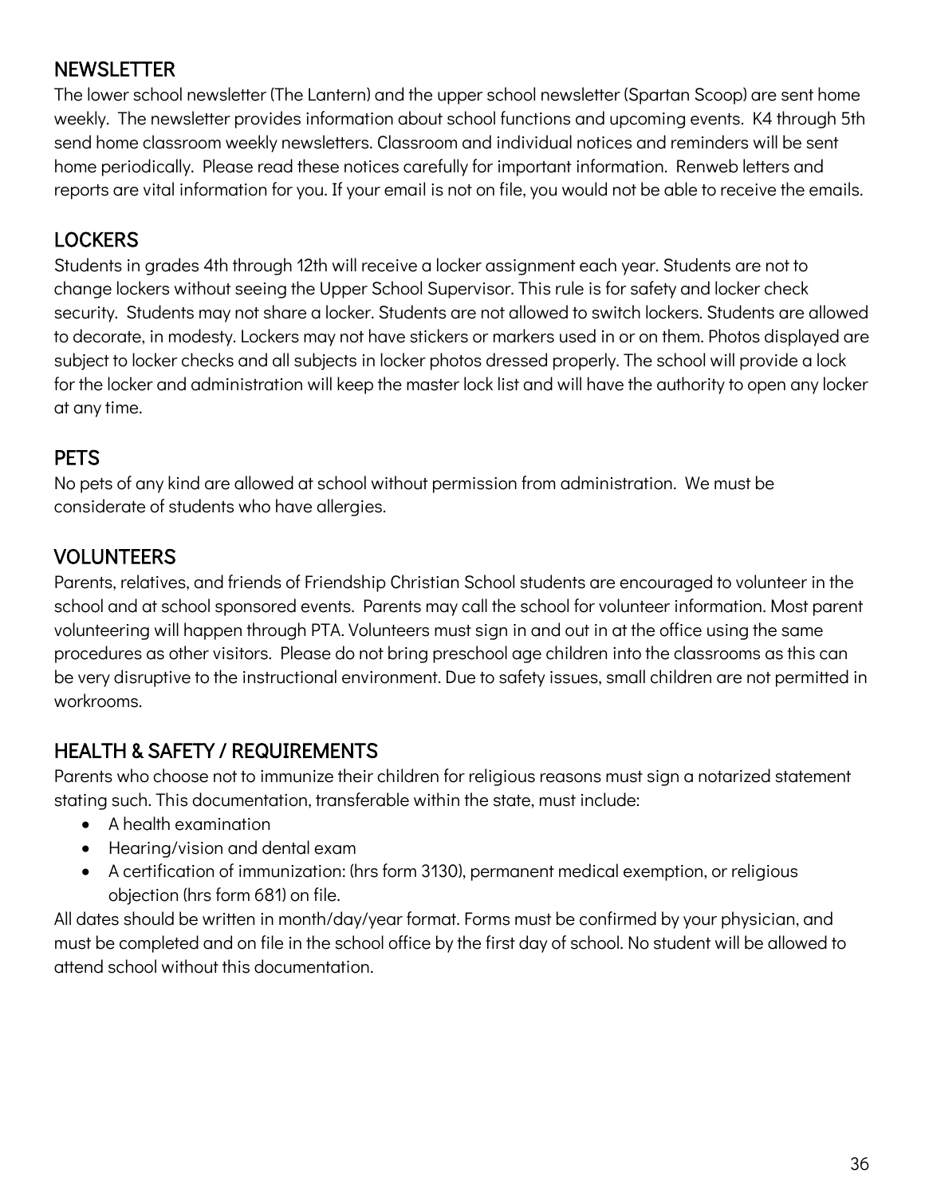## NEWSLETTER

The lower school newsletter (The Lantern) and the upper school newsletter (Spartan Scoop) are sent home weekly. The newsletter provides information about school functions and upcoming events. K4 through 5th send home classroom weekly newsletters. Classroom and individual notices and reminders will be sent home periodically. Please read these notices carefully for important information. Renweb letters and reports are vital information for you. If your email is not on file, you would not be able to receive the emails.

## LOCKERS

Students in grades 4th through 12th will receive a locker assignment each year. Students are not to change lockers without seeing the Upper School Supervisor. This rule is for safety and locker check security. Students may not share a locker. Students are not allowed to switch lockers. Students are allowed to decorate, in modesty. Lockers may not have stickers or markers used in or on them. Photos displayed are subject to locker checks and all subjects in locker photos dressed properly. The school will provide a lock for the locker and administration will keep the master lock list and will have the authority to open any locker at any time.

## PETS

No pets of any kind are allowed at school without permission from administration. We must be considerate of students who have allergies.

## VOLUNTEERS

Parents, relatives, and friends of Friendship Christian School students are encouraged to volunteer in the school and at school sponsored events. Parents may call the school for volunteer information. Most parent volunteering will happen through PTA. Volunteers must sign in and out in at the office using the same procedures as other visitors. Please do not bring preschool age children into the classrooms as this can be very disruptive to the instructional environment. Due to safety issues, small children are not permitted in workrooms.

## HEALTH & SAFETY / REQUIREMENTS

Parents who choose not to immunize their children for religious reasons must sign a notarized statement stating such. This documentation, transferable within the state, must include:

- A health examination
- Hearing/vision and dental exam
- A certification of immunization: (hrs form 3130), permanent medical exemption, or religious objection (hrs form 681) on file.

All dates should be written in month/day/year format. Forms must be confirmed by your physician, and must be completed and on file in the school office by the first day of school. No student will be allowed to attend school without this documentation.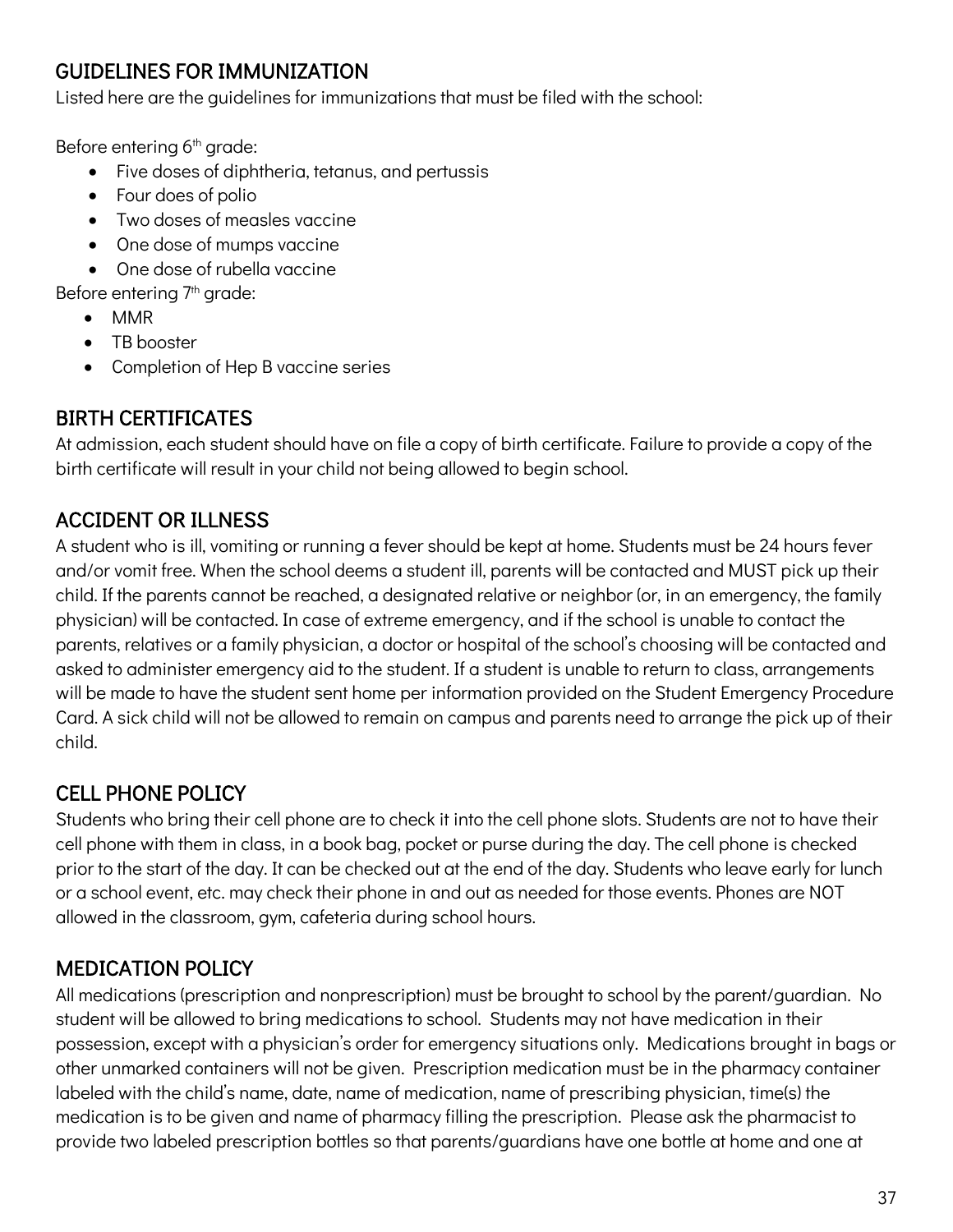## GUIDELINES FOR IMMUNIZATION

Listed here are the guidelines for immunizations that must be filed with the school:

Before entering 6th grade:

- Five doses of diphtheria, tetanus, and pertussis
- Four does of polio
- Two doses of measles vaccine
- One dose of mumps vaccine
- One dose of rubella vaccine

Before entering 7th grade:

- MMR
- TB booster
- Completion of Hep B vaccine series

## BIRTH CERTIFICATES

At admission, each student should have on file a copy of birth certificate. Failure to provide a copy of the birth certificate will result in your child not being allowed to begin school.

## ACCIDENT OR ILLNESS

A student who is ill, vomiting or running a fever should be kept at home. Students must be 24 hours fever and/or vomit free. When the school deems a student ill, parents will be contacted and MUST pick up their child. If the parents cannot be reached, a designated relative or neighbor (or, in an emergency, the family physician) will be contacted. In case of extreme emergency, and if the school is unable to contact the parents, relatives or a family physician, a doctor or hospital of the school's choosing will be contacted and asked to administer emergency aid to the student. If a student is unable to return to class, arrangements will be made to have the student sent home per information provided on the Student Emergency Procedure Card. A sick child will not be allowed to remain on campus and parents need to arrange the pick up of their child.

## CELL PHONE POLICY

Students who bring their cell phone are to check it into the cell phone slots. Students are not to have their cell phone with them in class, in a book bag, pocket or purse during the day. The cell phone is checked prior to the start of the day. It can be checked out at the end of the day. Students who leave early for lunch or a school event, etc. may check their phone in and out as needed for those events. Phones are NOT allowed in the classroom, gym, cafeteria during school hours.

## MEDICATION POLICY

All medications (prescription and nonprescription) must be brought to school by the parent/guardian. No student will be allowed to bring medications to school. Students may not have medication in their possession, except with a physician's order for emergency situations only. Medications brought in bags or other unmarked containers will not be given. Prescription medication must be in the pharmacy container labeled with the child's name, date, name of medication, name of prescribing physician, time(s) the medication is to be given and name of pharmacy filling the prescription. Please ask the pharmacist to provide two labeled prescription bottles so that parents/guardians have one bottle at home and one at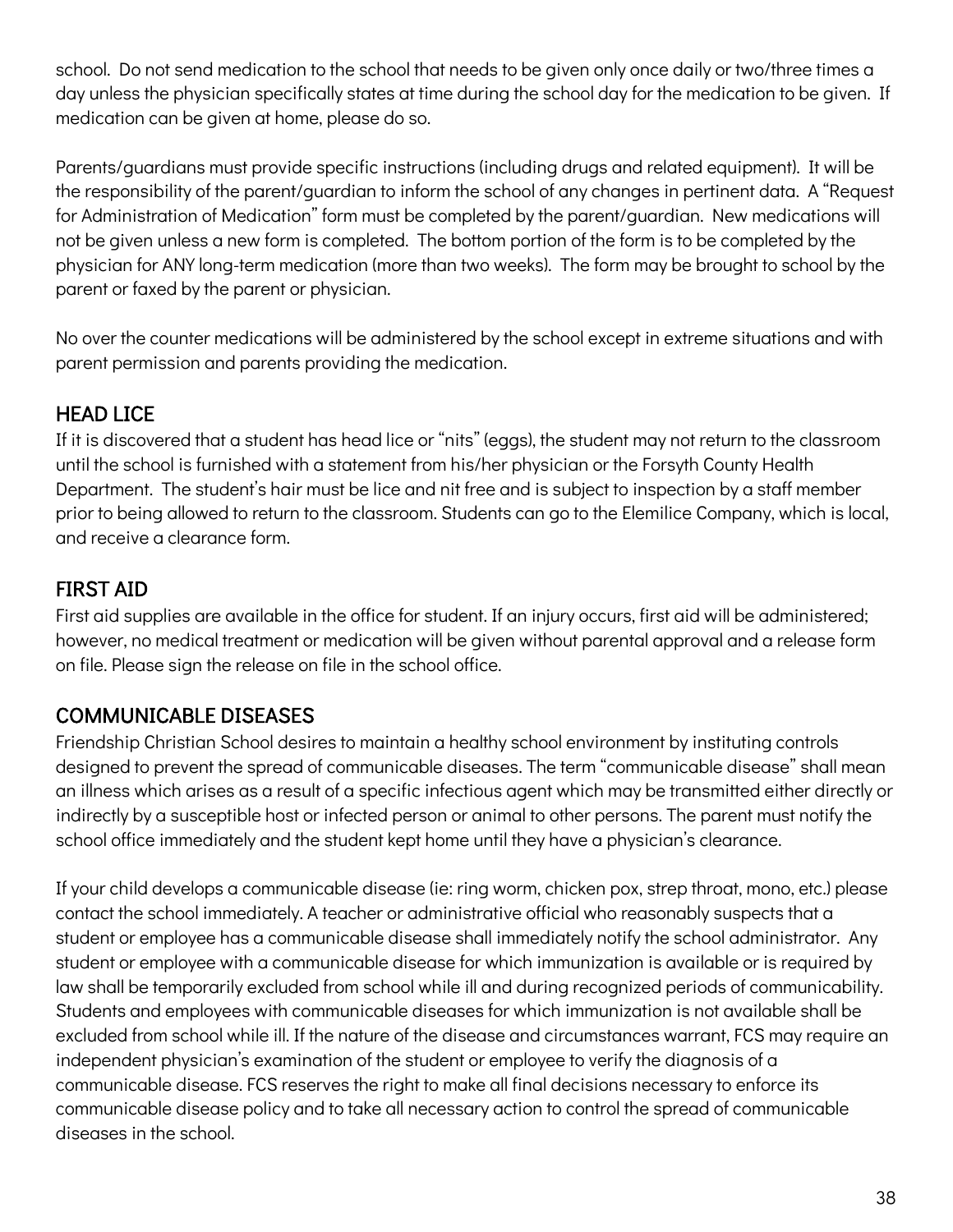school. Do not send medication to the school that needs to be given only once daily or two/three times a day unless the physician specifically states at time during the school day for the medication to be given. If medication can be given at home, please do so.

Parents/guardians must provide specific instructions (including drugs and related equipment). It will be the responsibility of the parent/guardian to inform the school of any changes in pertinent data. A "Request for Administration of Medication" form must be completed by the parent/guardian. New medications will not be given unless a new form is completed. The bottom portion of the form is to be completed by the physician for ANY long-term medication (more than two weeks). The form may be brought to school by the parent or faxed by the parent or physician.

No over the counter medications will be administered by the school except in extreme situations and with parent permission and parents providing the medication.

## HEAD LICE

If it is discovered that a student has head lice or "nits" (eggs), the student may not return to the classroom until the school is furnished with a statement from his/her physician or the Forsyth County Health Department. The student's hair must be lice and nit free and is subject to inspection by a staff member prior to being allowed to return to the classroom. Students can go to the Elemilice Company, which is local, and receive a clearance form.

## FIRST AID

First aid supplies are available in the office for student. If an injury occurs, first aid will be administered; however, no medical treatment or medication will be given without parental approval and a release form on file. Please sign the release on file in the school office.

## COMMUNICABLE DISEASES

Friendship Christian School desires to maintain a healthy school environment by instituting controls designed to prevent the spread of communicable diseases. The term "communicable disease" shall mean an illness which arises as a result of a specific infectious agent which may be transmitted either directly or indirectly by a susceptible host or infected person or animal to other persons. The parent must notify the school office immediately and the student kept home until they have a physician's clearance.

If your child develops a communicable disease (ie: ring worm, chicken pox, strep throat, mono, etc.) please contact the school immediately. A teacher or administrative official who reasonably suspects that a student or employee has a communicable disease shall immediately notify the school administrator. Any student or employee with a communicable disease for which immunization is available or is required by law shall be temporarily excluded from school while ill and during recognized periods of communicability. Students and employees with communicable diseases for which immunization is not available shall be excluded from school while ill. If the nature of the disease and circumstances warrant, FCS may require an independent physician's examination of the student or employee to verify the diagnosis of a communicable disease. FCS reserves the right to make all final decisions necessary to enforce its communicable disease policy and to take all necessary action to control the spread of communicable diseases in the school.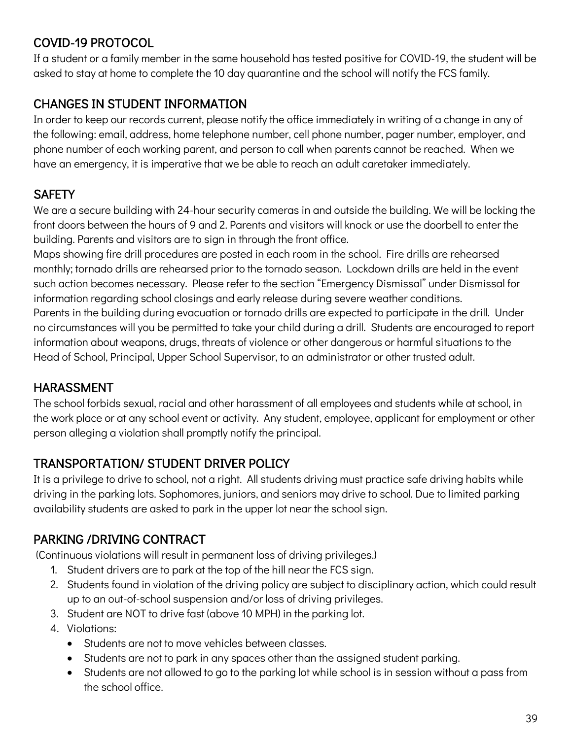## COVID-19 PROTOCOL

If a student or a family member in the same household has tested positive for COVID-19, the student will be asked to stay at home to complete the 10 day quarantine and the school will notify the FCS family.

## CHANGES IN STUDENT INFORMATION

In order to keep our records current, please notify the office immediately in writing of a change in any of the following: email, address, home telephone number, cell phone number, pager number, employer, and phone number of each working parent, and person to call when parents cannot be reached. When we have an emergency, it is imperative that we be able to reach an adult caretaker immediately.

## SAFETY

We are a secure building with 24-hour security cameras in and outside the building. We will be locking the front doors between the hours of 9 and 2. Parents and visitors will knock or use the doorbell to enter the building. Parents and visitors are to sign in through the front office.

Maps showing fire drill procedures are posted in each room in the school. Fire drills are rehearsed monthly; tornado drills are rehearsed prior to the tornado season. Lockdown drills are held in the event such action becomes necessary. Please refer to the section "Emergency Dismissal" under Dismissal for information regarding school closings and early release during severe weather conditions.

Parents in the building during evacuation or tornado drills are expected to participate in the drill. Under no circumstances will you be permitted to take your child during a drill. Students are encouraged to report information about weapons, drugs, threats of violence or other dangerous or harmful situations to the Head of School, Principal, Upper School Supervisor, to an administrator or other trusted adult.

## HARASSMENT

The school forbids sexual, racial and other harassment of all employees and students while at school, in the work place or at any school event or activity. Any student, employee, applicant for employment or other person alleging a violation shall promptly notify the principal.

## TRANSPORTATION/ STUDENT DRIVER POLICY

It is a privilege to drive to school, not a right. All students driving must practice safe driving habits while driving in the parking lots. Sophomores, juniors, and seniors may drive to school. Due to limited parking availability students are asked to park in the upper lot near the school sign.

## PARKING /DRIVING CONTRACT

(Continuous violations will result in permanent loss of driving privileges.)

1. Student drivers are to park at the top of the hill near the FCS sign.
2. Students found in violation of the driving policy are subject to disciplinary action, which could result up to an out-of-school suspension and/or loss of driving privileges.
3. Student are NOT to drive fast (above 10 MPH) in the parking lot.
4. Violations:
   - Students are not to move vehicles between classes.
   - Students are not to park in any spaces other than the assigned student parking.
   - Students are not allowed to go to the parking lot while school is in session without a pass from the school office.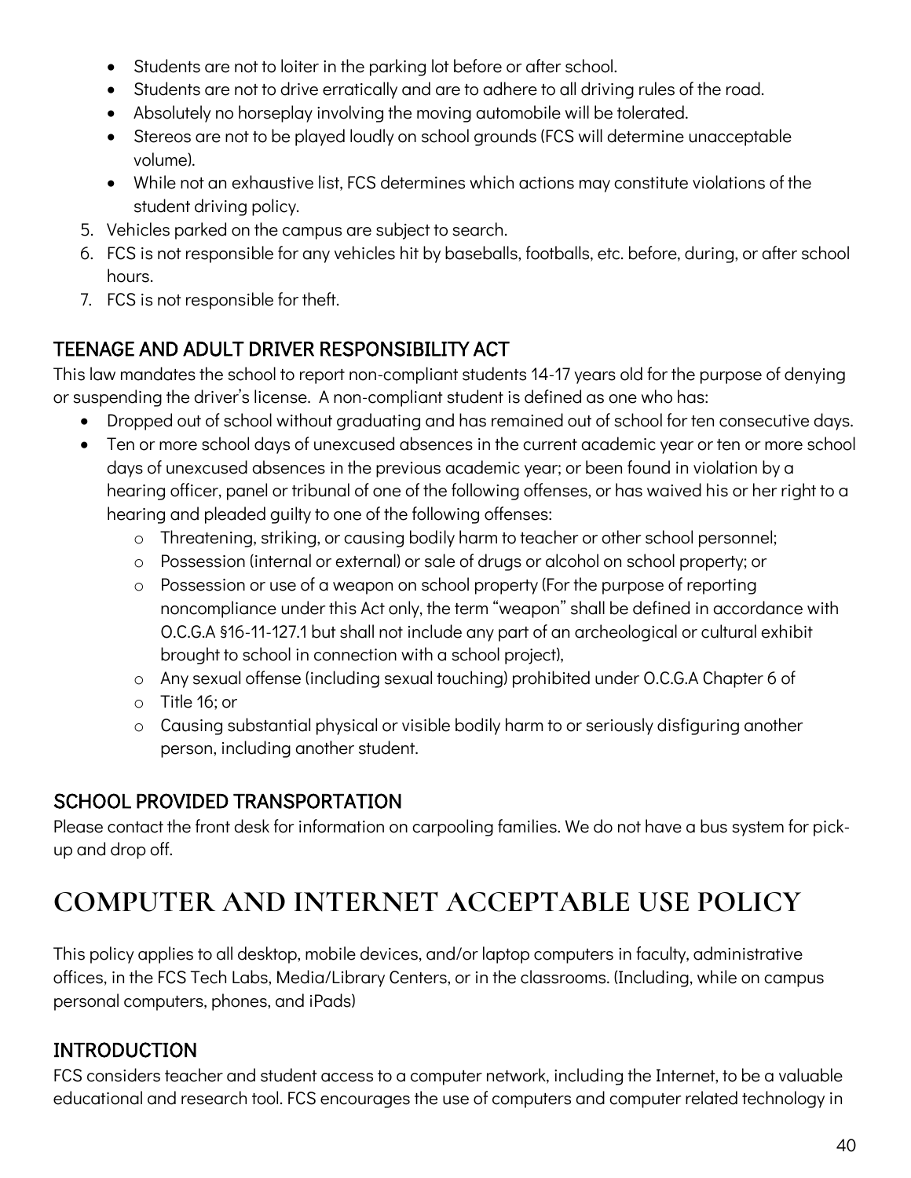- Students are not to loiter in the parking lot before or after school.
- Students are not to drive erratically and are to adhere to all driving rules of the road.
- Absolutely no horseplay involving the moving automobile will be tolerated.
- Stereos are not to be played loudly on school grounds (FCS will determine unacceptable volume).
- While not an exhaustive list, FCS determines which actions may constitute violations of the student driving policy.

5. Vehicles parked on the campus are subject to search.
6. FCS is not responsible for any vehicles hit by baseballs, footballs, etc. before, during, or after school hours.
7. FCS is not responsible for theft.

### TEENAGE AND ADULT DRIVER RESPONSIBILITY ACT

This law mandates the school to report non-compliant students 14-17 years old for the purpose of denying or suspending the driver's license. A non-compliant student is defined as one who has:

- Dropped out of school without graduating and has remained out of school for ten consecutive days.
- Ten or more school days of unexcused absences in the current academic year or ten or more school days of unexcused absences in the previous academic year; or been found in violation by a hearing officer, panel or tribunal of one of the following offenses, or has waived his or her right to a hearing and pleaded guilty to one of the following offenses:
  - Threatening, striking, or causing bodily harm to teacher or other school personnel;
  - Possession (internal or external) or sale of drugs or alcohol on school property; or
  - Possession or use of a weapon on school property (For the purpose of reporting noncompliance under this Act only, the term "weapon" shall be defined in accordance with O.C.G.A §16-11-127.1 but shall not include any part of an archeological or cultural exhibit brought to school in connection with a school project),
  - Any sexual offense (including sexual touching) prohibited under O.C.G.A Chapter 6 of
  - Title 16; or
  - Causing substantial physical or visible bodily harm to or seriously disfiguring another person, including another student.

### SCHOOL PROVIDED TRANSPORTATION

Please contact the front desk for information on carpooling families. We do not have a bus system for pick-up and drop off.

# COMPUTER AND INTERNET ACCEPTABLE USE POLICY

This policy applies to all desktop, mobile devices, and/or laptop computers in faculty, administrative offices, in the FCS Tech Labs, Media/Library Centers, or in the classrooms. (Including, while on campus personal computers, phones, and iPads)

### INTRODUCTION

FCS considers teacher and student access to a computer network, including the Internet, to be a valuable educational and research tool. FCS encourages the use of computers and computer related technology in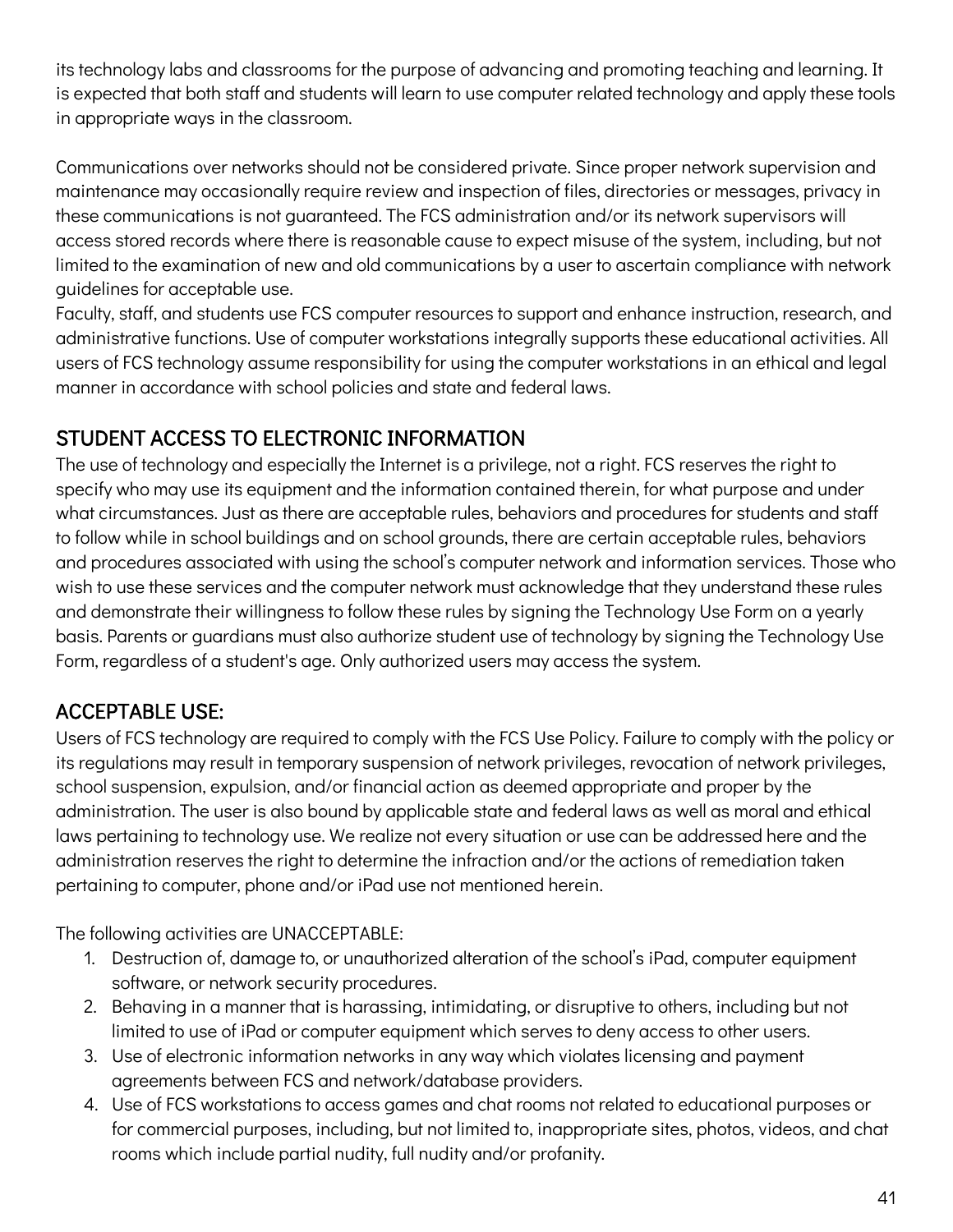its technology labs and classrooms for the purpose of advancing and promoting teaching and learning. It is expected that both staff and students will learn to use computer related technology and apply these tools in appropriate ways in the classroom.

Communications over networks should not be considered private. Since proper network supervision and maintenance may occasionally require review and inspection of files, directories or messages, privacy in these communications is not guaranteed. The FCS administration and/or its network supervisors will access stored records where there is reasonable cause to expect misuse of the system, including, but not limited to the examination of new and old communications by a user to ascertain compliance with network guidelines for acceptable use.

Faculty, staff, and students use FCS computer resources to support and enhance instruction, research, and administrative functions. Use of computer workstations integrally supports these educational activities. All users of FCS technology assume responsibility for using the computer workstations in an ethical and legal manner in accordance with school policies and state and federal laws.

## STUDENT ACCESS TO ELECTRONIC INFORMATION

The use of technology and especially the Internet is a privilege, not a right. FCS reserves the right to specify who may use its equipment and the information contained therein, for what purpose and under what circumstances. Just as there are acceptable rules, behaviors and procedures for students and staff to follow while in school buildings and on school grounds, there are certain acceptable rules, behaviors and procedures associated with using the school's computer network and information services. Those who wish to use these services and the computer network must acknowledge that they understand these rules and demonstrate their willingness to follow these rules by signing the Technology Use Form on a yearly basis. Parents or guardians must also authorize student use of technology by signing the Technology Use Form, regardless of a student's age. Only authorized users may access the system.

## ACCEPTABLE USE:

Users of FCS technology are required to comply with the FCS Use Policy. Failure to comply with the policy or its regulations may result in temporary suspension of network privileges, revocation of network privileges, school suspension, expulsion, and/or financial action as deemed appropriate and proper by the administration. The user is also bound by applicable state and federal laws as well as moral and ethical laws pertaining to technology use. We realize not every situation or use can be addressed here and the administration reserves the right to determine the infraction and/or the actions of remediation taken pertaining to computer, phone and/or iPad use not mentioned herein.

The following activities are UNACCEPTABLE:

1. Destruction of, damage to, or unauthorized alteration of the school's iPad, computer equipment software, or network security procedures.
2. Behaving in a manner that is harassing, intimidating, or disruptive to others, including but not limited to use of iPad or computer equipment which serves to deny access to other users.
3. Use of electronic information networks in any way which violates licensing and payment agreements between FCS and network/database providers.
4. Use of FCS workstations to access games and chat rooms not related to educational purposes or for commercial purposes, including, but not limited to, inappropriate sites, photos, videos, and chat rooms which include partial nudity, full nudity and/or profanity.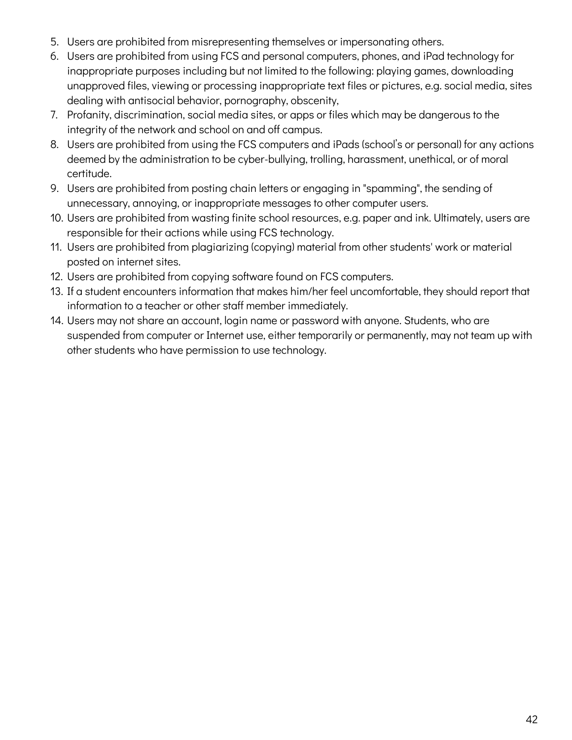5. Users are prohibited from misrepresenting themselves or impersonating others.
6. Users are prohibited from using FCS and personal computers, phones, and iPad technology for inappropriate purposes including but not limited to the following: playing games, downloading unapproved files, viewing or processing inappropriate text files or pictures, e.g. social media, sites dealing with antisocial behavior, pornography, obscenity,
7. Profanity, discrimination, social media sites, or apps or files which may be dangerous to the integrity of the network and school on and off campus.
8. Users are prohibited from using the FCS computers and iPads (school's or personal) for any actions deemed by the administration to be cyber-bullying, trolling, harassment, unethical, or of moral certitude.
9. Users are prohibited from posting chain letters or engaging in "spamming", the sending of unnecessary, annoying, or inappropriate messages to other computer users.
10. Users are prohibited from wasting finite school resources, e.g. paper and ink. Ultimately, users are responsible for their actions while using FCS technology.
11. Users are prohibited from plagiarizing (copying) material from other students' work or material posted on internet sites.
12. Users are prohibited from copying software found on FCS computers.
13. If a student encounters information that makes him/her feel uncomfortable, they should report that information to a teacher or other staff member immediately.
14. Users may not share an account, login name or password with anyone. Students, who are suspended from computer or Internet use, either temporarily or permanently, may not team up with other students who have permission to use technology.